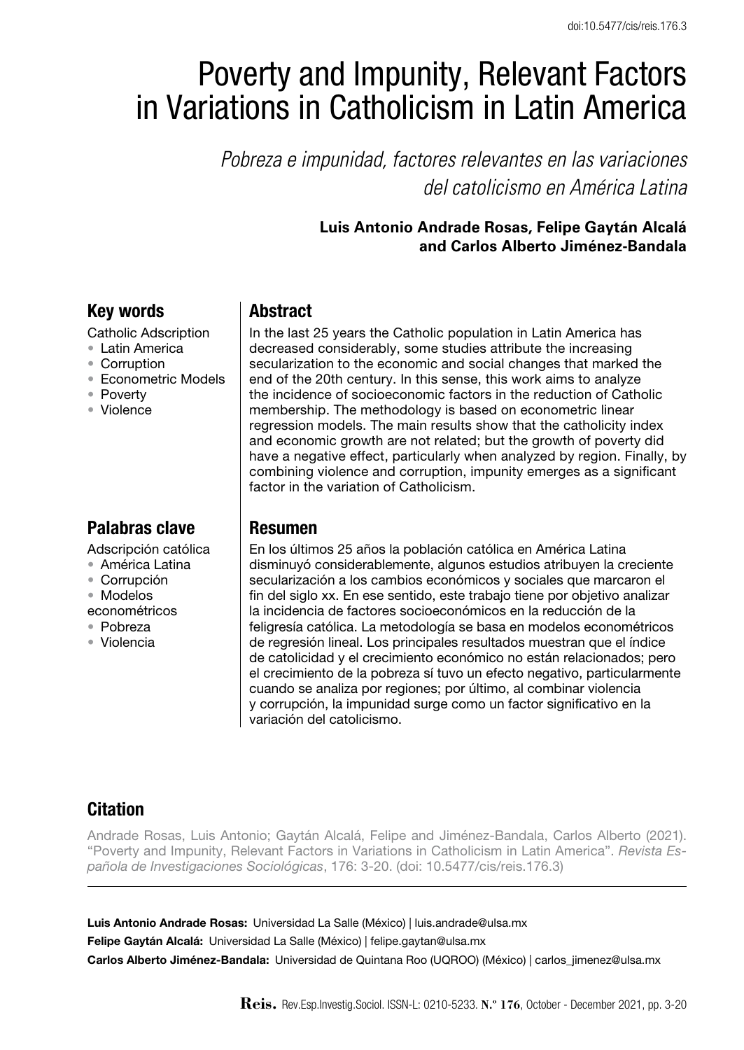doi:10.5477/cis/reis.176.3

# Poverty and Impunity, Relevant Factors in Variations in Catholicism in Latin America

*Pobreza e impunidad, factores relevantes en las variaciones del catolicismo en América Latina*

**Luis Antonio Andrade Rosas, Felipe Gaytán Alcalá and Carlos Alberto Jiménez-Bandala**

## Key words

Catholic Adscription
- Latin America
- Corruption
- Econometric Models
- Poverty
- Violence

## Abstract

In the last 25 years the Catholic population in Latin America has decreased considerably, some studies attribute the increasing secularization to the economic and social changes that marked the end of the 20th century. In this sense, this work aims to analyze the incidence of socioeconomic factors in the reduction of Catholic membership. The methodology is based on econometric linear regression models. The main results show that the catholicity index and economic growth are not related; but the growth of poverty did have a negative effect, particularly when analyzed by region. Finally, by combining violence and corruption, impunity emerges as a significant factor in the variation of Catholicism.

## Palabras clave

Adscripción católica
- América Latina
- Corrupción
- Modelos econométricos
- Pobreza
- Violencia

## Resumen

En los últimos 25 años la población católica en América Latina disminuyó considerablemente, algunos estudios atribuyen la creciente secularización a los cambios económicos y sociales que marcaron el fin del siglo xx. En ese sentido, este trabajo tiene por objetivo analizar la incidencia de factores socioeconómicos en la reducción de la feligresía católica. La metodología se basa en modelos econométricos de regresión lineal. Los principales resultados muestran que el índice de catolicidad y el crecimiento económico no están relacionados; pero el crecimiento de la pobreza sí tuvo un efecto negativo, particularmente cuando se analiza por regiones; por último, al combinar violencia y corrupción, la impunidad surge como un factor significativo en la variación del catolicismo.

## Citation

Andrade Rosas, Luis Antonio; Gaytán Alcalá, Felipe and Jiménez-Bandala, Carlos Alberto (2021). "Poverty and Impunity, Relevant Factors in Variations in Catholicism in Latin America". *Revista Española de Investigaciones Sociológicas*, 176: 3-20. (doi: 10.5477/cis/reis.176.3)

**Luis Antonio Andrade Rosas:** Universidad La Salle (México) | luis.andrade@ulsa.mx

**Felipe Gaytán Alcalá:** Universidad La Salle (México) | felipe.gaytan@ulsa.mx

**Carlos Alberto Jiménez-Bandala:** Universidad de Quintana Roo (UQROO) (México) | carlos_jimenez@ulsa.mx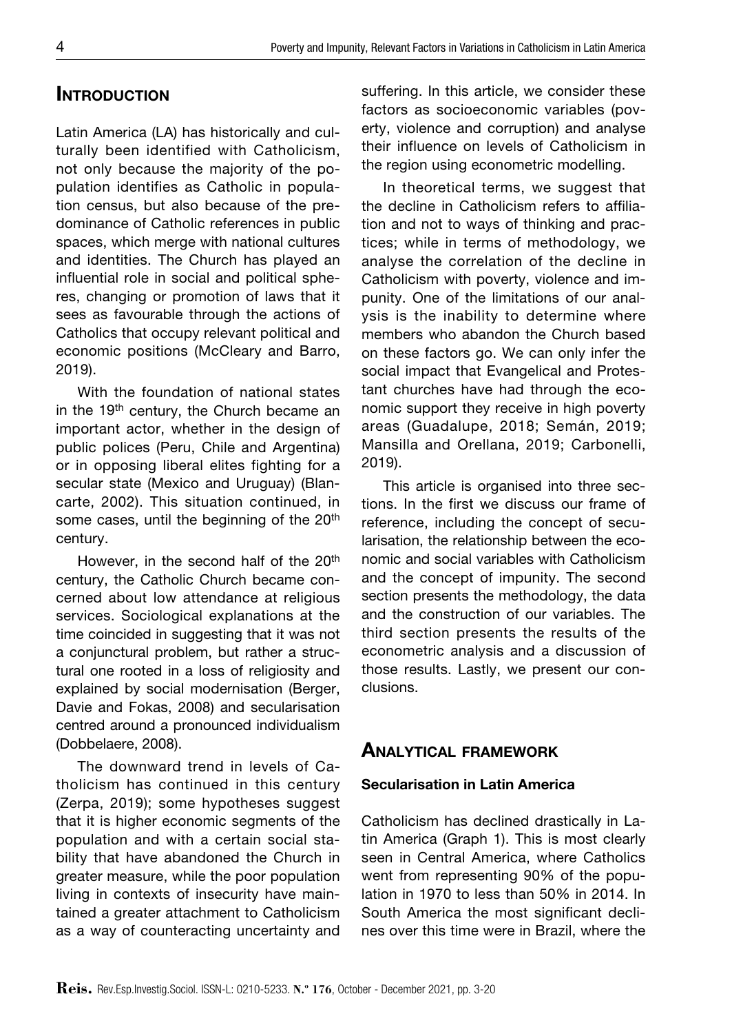## Introduction

Latin America (LA) has historically and culturally been identified with Catholicism, not only because the majority of the population identifies as Catholic in population census, but also because of the predominance of Catholic references in public spaces, which merge with national cultures and identities. The Church has played an influential role in social and political spheres, changing or promotion of laws that it sees as favourable through the actions of Catholics that occupy relevant political and economic positions (McCleary and Barro, 2019).

With the foundation of national states in the 19th century, the Church became an important actor, whether in the design of public polices (Peru, Chile and Argentina) or in opposing liberal elites fighting for a secular state (Mexico and Uruguay) (Blancarte, 2002). This situation continued, in some cases, until the beginning of the 20th century.

However, in the second half of the 20th century, the Catholic Church became concerned about low attendance at religious services. Sociological explanations at the time coincided in suggesting that it was not a conjunctural problem, but rather a structural one rooted in a loss of religiosity and explained by social modernisation (Berger, Davie and Fokas, 2008) and secularisation centred around a pronounced individualism (Dobbelaere, 2008).

The downward trend in levels of Catholicism has continued in this century (Zerpa, 2019); some hypotheses suggest that it is higher economic segments of the population and with a certain social stability that have abandoned the Church in greater measure, while the poor population living in contexts of insecurity have maintained a greater attachment to Catholicism as a way of counteracting uncertainty and suffering. In this article, we consider these factors as socioeconomic variables (poverty, violence and corruption) and analyse their influence on levels of Catholicism in the region using econometric modelling.

In theoretical terms, we suggest that the decline in Catholicism refers to affiliation and not to ways of thinking and practices; while in terms of methodology, we analyse the correlation of the decline in Catholicism with poverty, violence and impunity. One of the limitations of our analysis is the inability to determine where members who abandon the Church based on these factors go. We can only infer the social impact that Evangelical and Protestant churches have had through the economic support they receive in high poverty areas (Guadalupe, 2018; Semán, 2019; Mansilla and Orellana, 2019; Carbonelli, 2019).

This article is organised into three sections. In the first we discuss our frame of reference, including the concept of secularisation, the relationship between the economic and social variables with Catholicism and the concept of impunity. The second section presents the methodology, the data and the construction of our variables. The third section presents the results of the econometric analysis and a discussion of those results. Lastly, we present our conclusions.

## Analytical framework

### Secularisation in Latin America

Catholicism has declined drastically in Latin America (Graph 1). This is most clearly seen in Central America, where Catholics went from representing 90% of the population in 1970 to less than 50% in 2014. In South America the most significant declines over this time were in Brazil, where the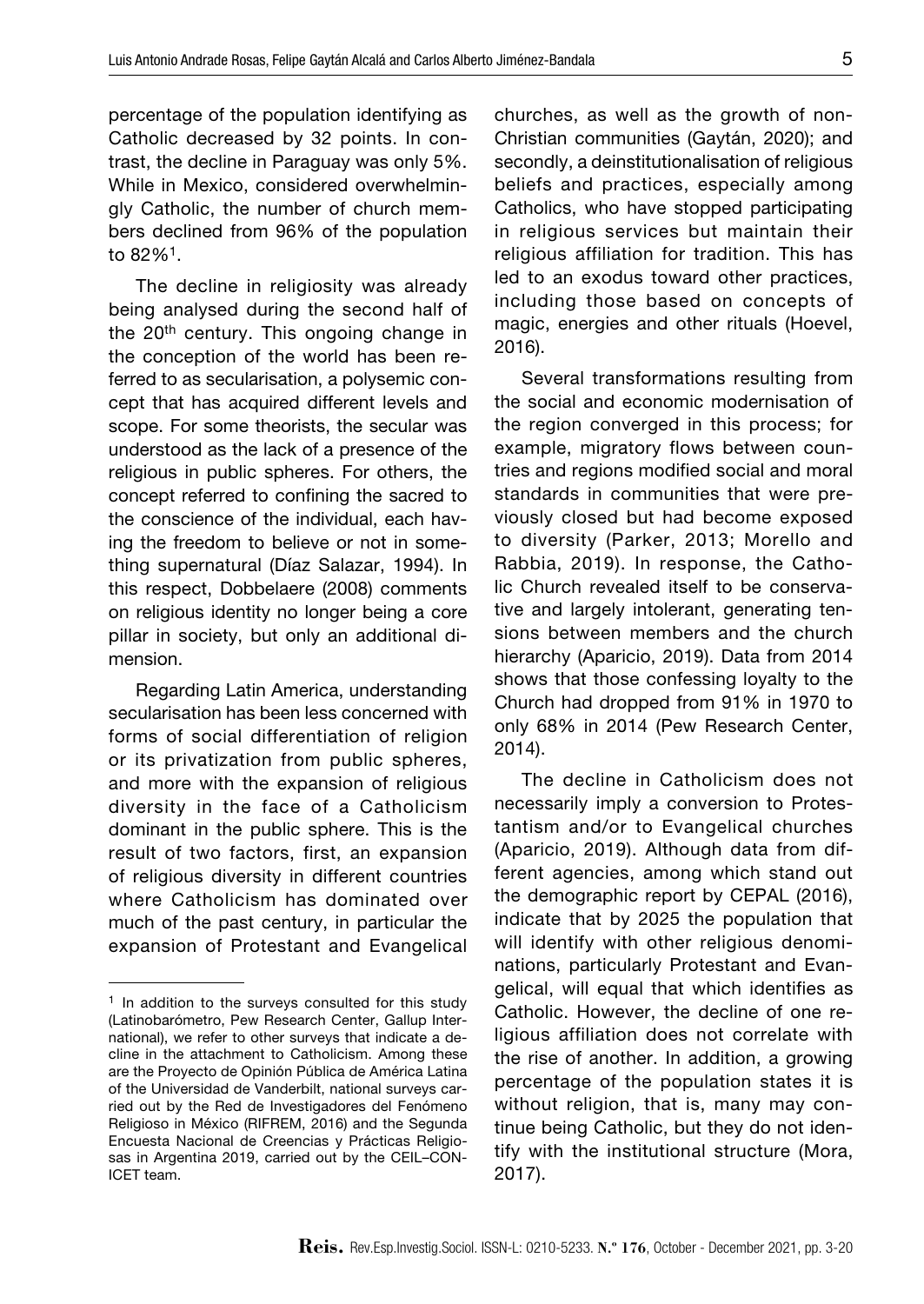percentage of the population identifying as Catholic decreased by 32 points. In contrast, the decline in Paraguay was only 5%. While in Mexico, considered overwhelmingly Catholic, the number of church members declined from 96% of the population to 82%[1].

The decline in religiosity was already being analysed during the second half of the 20th century. This ongoing change in the conception of the world has been referred to as secularisation, a polysemic concept that has acquired different levels and scope. For some theorists, the secular was understood as the lack of a presence of the religious in public spheres. For others, the concept referred to confining the sacred to the conscience of the individual, each having the freedom to believe or not in something supernatural (Díaz Salazar, 1994). In this respect, Dobbelaere (2008) comments on religious identity no longer being a core pillar in society, but only an additional dimension.

Regarding Latin America, understanding secularisation has been less concerned with forms of social differentiation of religion or its privatization from public spheres, and more with the expansion of religious diversity in the face of a Catholicism dominant in the public sphere. This is the result of two factors, first, an expansion of religious diversity in different countries where Catholicism has dominated over much of the past century, in particular the expansion of Protestant and Evangelical churches, as well as the growth of non-Christian communities (Gaytán, 2020); and secondly, a deinstitutionalisation of religious beliefs and practices, especially among Catholics, who have stopped participating in religious services but maintain their religious affiliation for tradition. This has led to an exodus toward other practices, including those based on concepts of magic, energies and other rituals (Hoevel, 2016).

Several transformations resulting from the social and economic modernisation of the region converged in this process; for example, migratory flows between countries and regions modified social and moral standards in communities that were previously closed but had become exposed to diversity (Parker, 2013; Morello and Rabbia, 2019). In response, the Catholic Church revealed itself to be conservative and largely intolerant, generating tensions between members and the church hierarchy (Aparicio, 2019). Data from 2014 shows that those confessing loyalty to the Church had dropped from 91% in 1970 to only 68% in 2014 (Pew Research Center, 2014).

The decline in Catholicism does not necessarily imply a conversion to Protestantism and/or to Evangelical churches (Aparicio, 2019). Although data from different agencies, among which stand out the demographic report by CEPAL (2016), indicate that by 2025 the population that will identify with other religious denominations, particularly Protestant and Evangelical, will equal that which identifies as Catholic. However, the decline of one religious affiliation does not correlate with the rise of another. In addition, a growing percentage of the population states it is without religion, that is, many may continue being Catholic, but they do not identify with the institutional structure (Mora, 2017).

---

[1] In addition to the surveys consulted for this study (Latinobarómetro, Pew Research Center, Gallup International), we refer to other surveys that indicate a decline in the attachment to Catholicism. Among these are the Proyecto de Opinión Pública de América Latina of the Universidad de Vanderbilt, national surveys carried out by the Red de Investigadores del Fenómeno Religioso in México (RIFREM, 2016) and the Segunda Encuesta Nacional de Creencias y Prácticas Religiosas in Argentina 2019, carried out by the CEIL–CONICET team.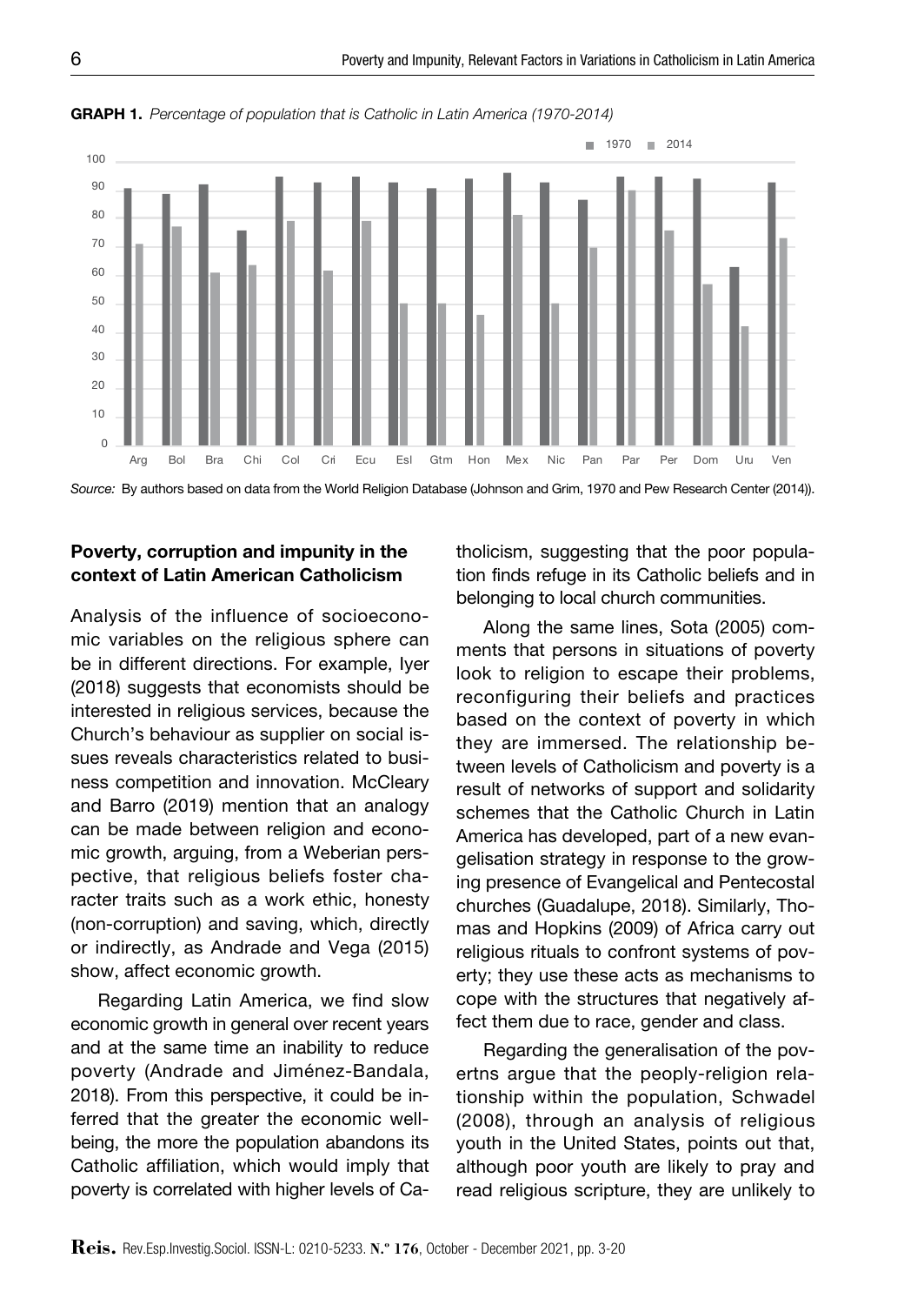**GRAPH 1.** *Percentage of population that is Catholic in Latin America (1970-2014)*

*Source:* By authors based on data from the World Religion Database (Johnson and Grim, 1970 and Pew Research Center (2014)).

### Poverty, corruption and impunity in the context of Latin American Catholicism

Analysis of the influence of socioeconomic variables on the religious sphere can be in different directions. For example, Iyer (2018) suggests that economists should be interested in religious services, because the Church's behaviour as supplier on social issues reveals characteristics related to business competition and innovation. McCleary and Barro (2019) mention that an analogy can be made between religion and economic growth, arguing, from a Weberian perspective, that religious beliefs foster character traits such as a work ethic, honesty (non-corruption) and saving, which, directly or indirectly, as Andrade and Vega (2015) show, affect economic growth.

Regarding Latin America, we find slow economic growth in general over recent years and at the same time an inability to reduce poverty (Andrade and Jiménez-Bandala, 2018). From this perspective, it could be inferred that the greater the economic wellbeing, the more the population abandons its Catholic affiliation, which would imply that poverty is correlated with higher levels of Catholicism, suggesting that the poor population finds refuge in its Catholic beliefs and in belonging to local church communities.

Along the same lines, Sota (2005) comments that persons in situations of poverty look to religion to escape their problems, reconfiguring their beliefs and practices based on the context of poverty in which they are immersed. The relationship between levels of Catholicism and poverty is a result of networks of support and solidarity schemes that the Catholic Church in Latin America has developed, part of a new evangelisation strategy in response to the growing presence of Evangelical and Pentecostal churches (Guadalupe, 2018). Similarly, Thomas and Hopkins (2009) of Africa carry out religious rituals to confront systems of poverty; they use these acts as mechanisms to cope with the structures that negatively affect them due to race, gender and class.

Regarding the generalisation of the povertns argue that the peoply-religion relationship within the population, Schwadel (2008), through an analysis of religious youth in the United States, points out that, although poor youth are likely to pray and read religious scripture, they are unlikely to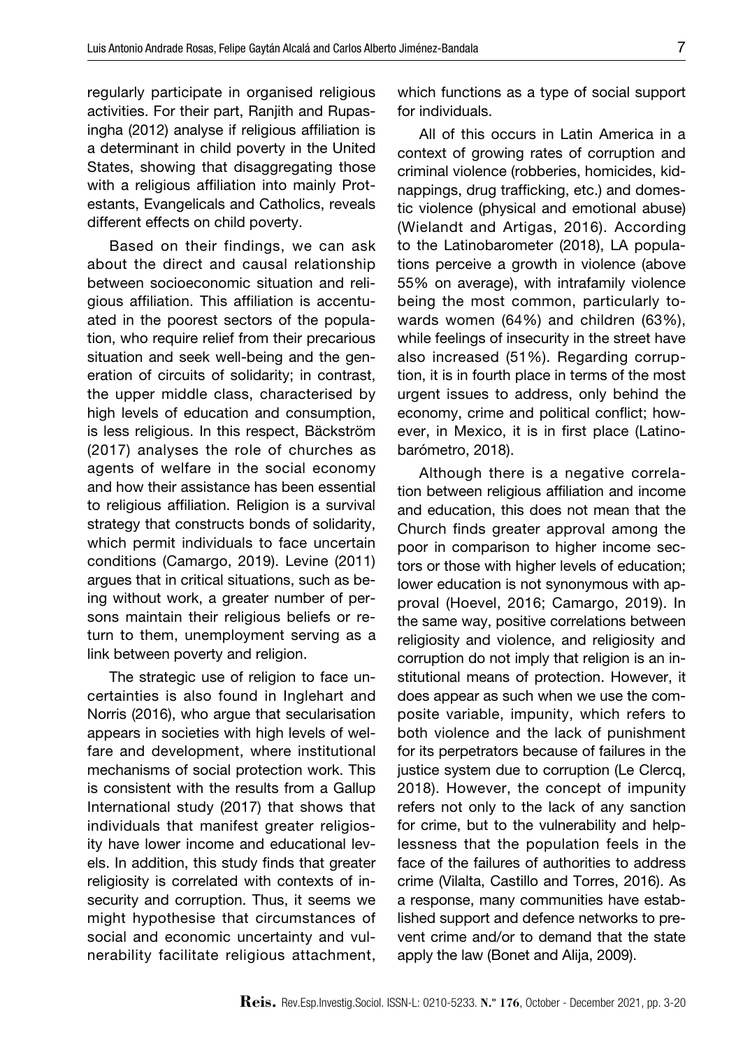regularly participate in organised religious activities. For their part, Ranjith and Rupasingha (2012) analyse if religious affiliation is a determinant in child poverty in the United States, showing that disaggregating those with a religious affiliation into mainly Protestants, Evangelicals and Catholics, reveals different effects on child poverty.

Based on their findings, we can ask about the direct and causal relationship between socioeconomic situation and religious affiliation. This affiliation is accentuated in the poorest sectors of the population, who require relief from their precarious situation and seek well-being and the generation of circuits of solidarity; in contrast, the upper middle class, characterised by high levels of education and consumption, is less religious. In this respect, Bäckström (2017) analyses the role of churches as agents of welfare in the social economy and how their assistance has been essential to religious affiliation. Religion is a survival strategy that constructs bonds of solidarity, which permit individuals to face uncertain conditions (Camargo, 2019). Levine (2011) argues that in critical situations, such as being without work, a greater number of persons maintain their religious beliefs or return to them, unemployment serving as a link between poverty and religion.

The strategic use of religion to face uncertainties is also found in Inglehart and Norris (2016), who argue that secularisation appears in societies with high levels of welfare and development, where institutional mechanisms of social protection work. This is consistent with the results from a Gallup International study (2017) that shows that individuals that manifest greater religiosity have lower income and educational levels. In addition, this study finds that greater religiosity is correlated with contexts of insecurity and corruption. Thus, it seems we might hypothesise that circumstances of social and economic uncertainty and vulnerability facilitate religious attachment, which functions as a type of social support for individuals.

All of this occurs in Latin America in a context of growing rates of corruption and criminal violence (robberies, homicides, kidnappings, drug trafficking, etc.) and domestic violence (physical and emotional abuse) (Wielandt and Artigas, 2016). According to the Latinobarometer (2018), LA populations perceive a growth in violence (above 55% on average), with intrafamily violence being the most common, particularly towards women (64%) and children (63%), while feelings of insecurity in the street have also increased (51%). Regarding corruption, it is in fourth place in terms of the most urgent issues to address, only behind the economy, crime and political conflict; however, in Mexico, it is in first place (Latinobarómetro, 2018).

Although there is a negative correlation between religious affiliation and income and education, this does not mean that the Church finds greater approval among the poor in comparison to higher income sectors or those with higher levels of education; lower education is not synonymous with approval (Hoevel, 2016; Camargo, 2019). In the same way, positive correlations between religiosity and violence, and religiosity and corruption do not imply that religion is an institutional means of protection. However, it does appear as such when we use the composite variable, impunity, which refers to both violence and the lack of punishment for its perpetrators because of failures in the justice system due to corruption (Le Clercq, 2018). However, the concept of impunity refers not only to the lack of any sanction for crime, but to the vulnerability and helplessness that the population feels in the face of the failures of authorities to address crime (Vilalta, Castillo and Torres, 2016). As a response, many communities have established support and defence networks to prevent crime and/or to demand that the state apply the law (Bonet and Alija, 2009).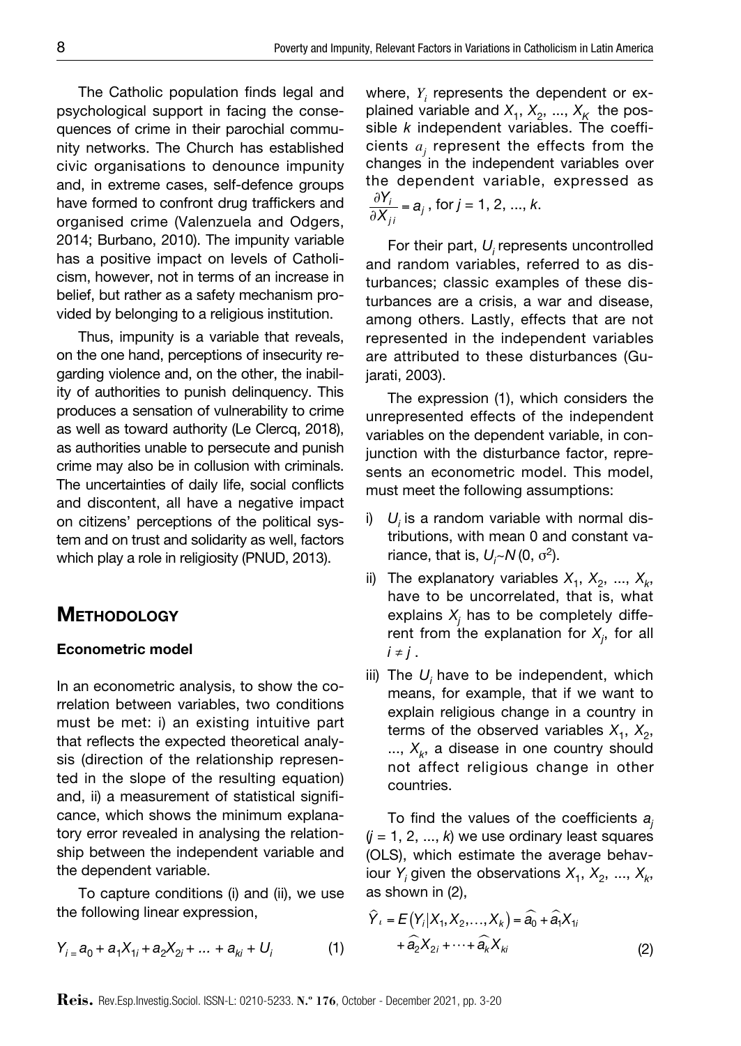The Catholic population finds legal and psychological support in facing the consequences of crime in their parochial community networks. The Church has established civic organisations to denounce impunity and, in extreme cases, self-defence groups have formed to confront drug traffickers and organised crime (Valenzuela and Odgers, 2014; Burbano, 2010). The impunity variable has a positive impact on levels of Catholicism, however, not in terms of an increase in belief, but rather as a safety mechanism provided by belonging to a religious institution.

Thus, impunity is a variable that reveals, on the one hand, perceptions of insecurity regarding violence and, on the other, the inability of authorities to punish delinquency. This produces a sensation of vulnerability to crime as well as toward authority (Le Clercq, 2018), as authorities unable to persecute and punish crime may also be in collusion with criminals. The uncertainties of daily life, social conflicts and discontent, all have a negative impact on citizens' perceptions of the political system and on trust and solidarity as well, factors which play a role in religiosity (PNUD, 2013).

## Methodology

### Econometric model

In an econometric analysis, to show the correlation between variables, two conditions must be met: i) an existing intuitive part that reflects the expected theoretical analysis (direction of the relationship represented in the slope of the resulting equation) and, ii) a measurement of statistical significance, which shows the minimum explanatory error revealed in analysing the relationship between the independent variable and the dependent variable.

To capture conditions (i) and (ii), we use the following linear expression,

$$Y_i = a_0 + a_1X_{1i} + a_2X_{2i} + \dots + a_{ki} + U_i \qquad (1)$$

where, $Y_i$ represents the dependent or explained variable and $X_1, X_2, \dots, X_K$ the possible $k$ independent variables. The coefficients $a_j$ represent the effects from the changes in the independent variables over the dependent variable, expressed as $\frac{\partial Y_i}{\partial X_{ji}} = a_j$, for $j = 1, 2, \dots, k$.

For their part, $U_i$ represents uncontrolled and random variables, referred to as disturbances; classic examples of these disturbances are a crisis, a war and disease, among others. Lastly, effects that are not represented in the independent variables are attributed to these disturbances (Gujarati, 2003).

The expression (1), which considers the unrepresented effects of the independent variables on the dependent variable, in conjunction with the disturbance factor, represents an econometric model. This model, must meet the following assumptions:

i) $U_i$ is a random variable with normal distributions, with mean 0 and constant variance, that is, $U_i \sim N(0, \sigma^2)$.

ii) The explanatory variables $X_1, X_2, \dots, X_k$, have to be uncorrelated, that is, what explains $X_j$ has to be completely different from the explanation for $X_j$, for all $i \neq j$.

iii) The $U_i$ have to be independent, which means, for example, that if we want to explain religious change in a country in terms of the observed variables $X_1, X_2, \dots, X_k$, a disease in one country should not affect religious change in other countries.

To find the values of the coefficients $a_j$ ($j = 1, 2, \dots, k$) we use ordinary least squares (OLS), which estimate the average behaviour $Y_i$ given the observations $X_1, X_2, \dots, X_k$, as shown in (2),

$$\hat{Y}_i = E(Y_i | X_1, X_2, \dots, X_k) = \widehat{a_0} + \widehat{a_1}X_{1i} + \widehat{a_2}X_{2i} + \dots + \widehat{a_k}X_{ki} \qquad (2)$$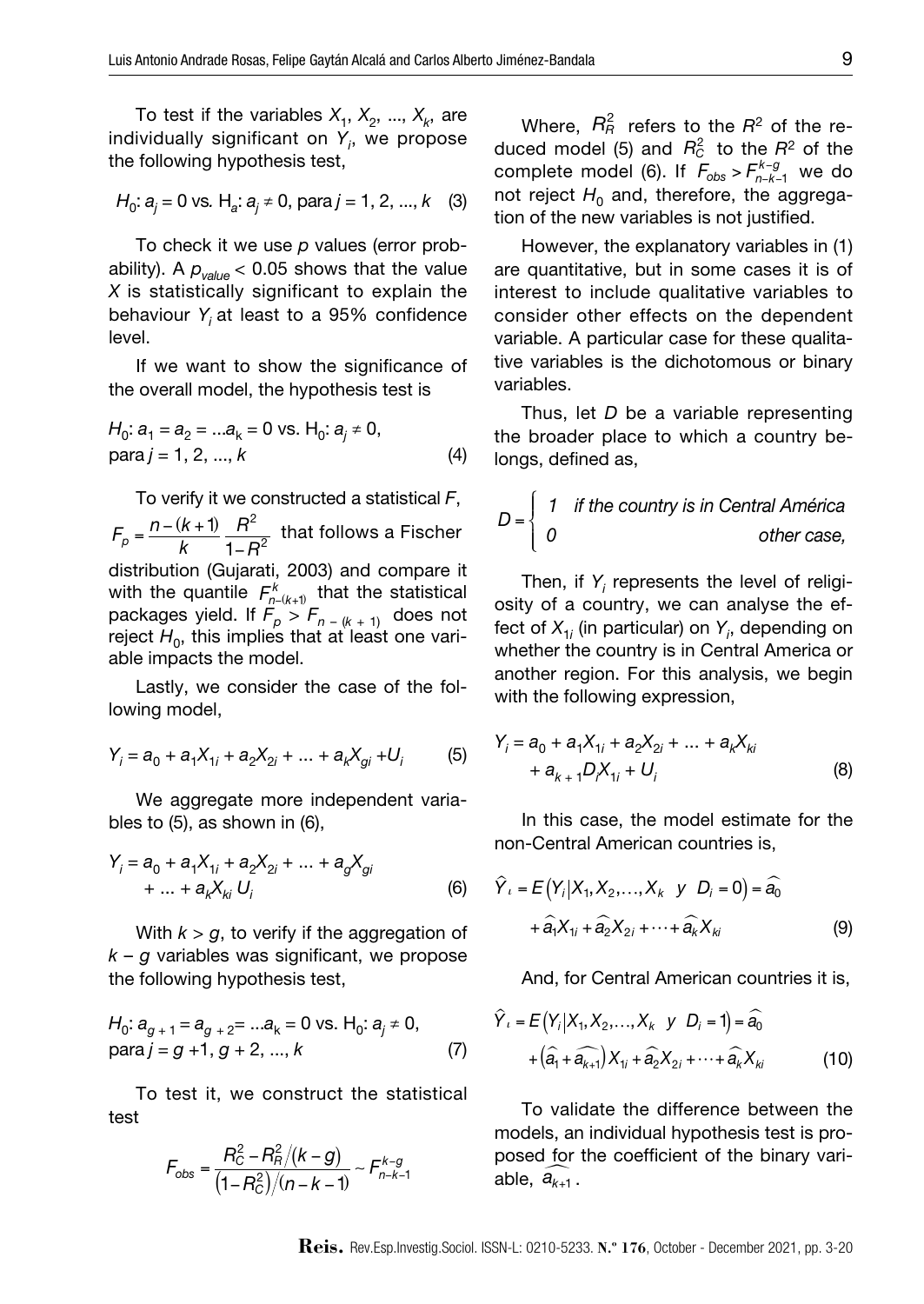To test if the variables $X_1, X_2, ..., X_k$, are individually significant on $Y_i$, we propose the following hypothesis test,

$$H_0: a_j = 0 \text{ vs. } H_a: a_j \neq 0, \text{ para } j = 1, 2, ..., k \quad (3)$$

To check it we use $p$ values (error probability). A $p_{value} < 0.05$ shows that the value $X$ is statistically significant to explain the behaviour $Y_i$ at least to a 95% confidence level.

If we want to show the significance of the overall model, the hypothesis test is

$$H_0: a_1 = a_2 = ...a_k = 0 \text{ vs. } H_0: a_j \neq 0, \text{ para } j = 1, 2, ..., k \quad (4)$$

To verify it we constructed a statistical $F$, $F_p = \frac{n-(k+1)}{k}\frac{R^2}{1-R^2}$ that follows a Fischer distribution (Gujarati, 2003) and compare it with the quantile $F^k_{n-(k+1)}$ that the statistical packages yield. If $F_p > F_{n-(k+1)}$ does not reject $H_0$, this implies that at least one variable impacts the model.

Lastly, we consider the case of the following model,

$$Y_i = a_0 + a_1X_{1i} + a_2X_{2i} + ... + a_kX_{gi} + U_i \quad (5)$$

We aggregate more independent variables to (5), as shown in (6),

$$Y_i = a_0 + a_1X_{1i} + a_2X_{2i} + ... + a_gX_{gi} + ... + a_kX_{ki}\ U_i \quad (6)$$

With $k > g$, to verify if the aggregation of $k - g$ variables was significant, we propose the following hypothesis test,

$$H_0: a_{g+1} = a_{g+2} = ...a_k = 0 \text{ vs. } H_0: a_j \neq 0, \text{ para } j = g+1, g+2, ..., k \quad (7)$$

To test it, we construct the statistical test

$$F_{obs} = \frac{R_C^2 - R_R^2/(k-g)}{\left(1-R_C^2\right)/(n-k-1)} \sim F^{k-g}_{n-k-1}$$

Where, $R_R^2$ refers to the $R^2$ of the reduced model (5) and $R_C^2$ to the $R^2$ of the complete model (6). If $F_{obs} > F^{k-g}_{n-k-1}$ we do not reject $H_0$ and, therefore, the aggregation of the new variables is not justified.

However, the explanatory variables in (1) are quantitative, but in some cases it is of interest to include qualitative variables to consider other effects on the dependent variable. A particular case for these qualitative variables is the dichotomous or binary variables.

Thus, let $D$ be a variable representing the broader place to which a country belongs, defined as,

$$D = \begin{cases} 1 & \text{if the country is in Central América} \\ 0 & \text{other case,} \end{cases}$$

Then, if $Y_i$ represents the level of religiosity of a country, we can analyse the effect of $X_{1i}$ (in particular) on $Y_i$, depending on whether the country is in Central America or another region. For this analysis, we begin with the following expression,

$$Y_i = a_0 + a_1X_{1i} + a_2X_{2i} + ... + a_kX_{ki} + a_{k+1}D_iX_{1i} + U_i \quad (8)$$

In this case, the model estimate for the non-Central American countries is,

$$\hat{Y}_i = E\left(Y_i|X_1, X_2, \ldots, X_k \ \ y \ \ D_i = 0\right) = \widehat{a_0} + \widehat{a_1}X_{1i} + \widehat{a_2}X_{2i} + \cdots + \widehat{a_k}X_{ki} \quad (9)$$

And, for Central American countries it is,

$$\hat{Y}_i = E\left(Y_i|X_1, X_2, \ldots, X_k \ \ y \ \ D_i = 1\right) = \widehat{a_0} + \left(\widehat{a_1} + \widehat{a_{k+1}}\right)X_{1i} + \widehat{a_2}X_{2i} + \cdots + \widehat{a_k}X_{ki} \quad (10)$$

To validate the difference between the models, an individual hypothesis test is proposed for the coefficient of the binary variable, $\widehat{a_{k+1}}$.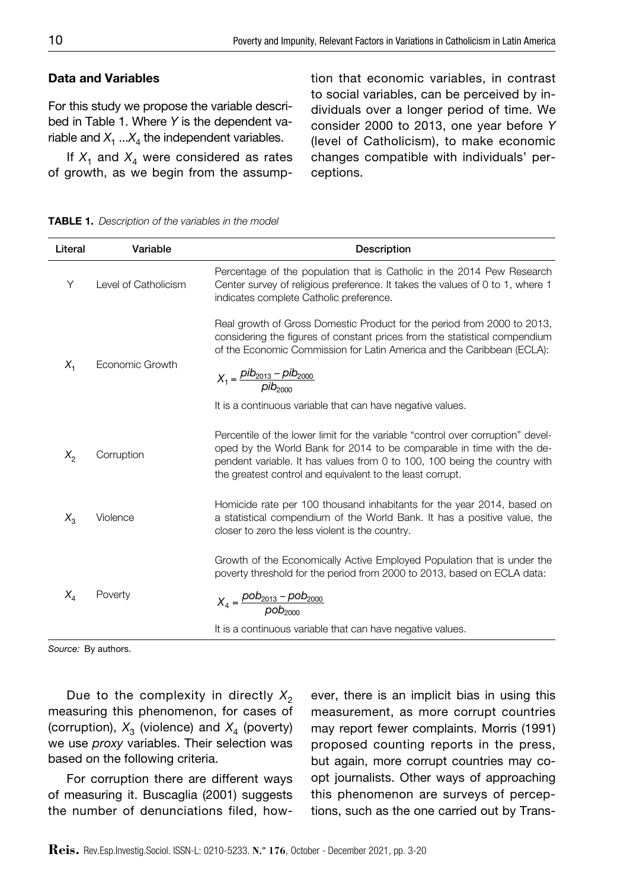## Data and Variables

For this study we propose the variable described in Table 1. Where $Y$ is the dependent variable and $X_1$ ...$X_4$ the independent variables.

If $X_1$ and $X_4$ were considered as rates of growth, as we begin from the assumption that economic variables, in contrast to social variables, can be perceived by individuals over a longer period of time. We consider 2000 to 2013, one year before $Y$ (level of Catholicism), to make economic changes compatible with individuals' perceptions.

**TABLE 1.** *Description of the variables in the model*

| Literal | Variable | Description |
|---|---|---|
| Y | Level of Catholicism | Percentage of the population that is Catholic in the 2014 Pew Research Center survey of religious preference. It takes the values of 0 to 1, where 1 indicates complete Catholic preference. |
| $X_1$ | Economic Growth | Real growth of Gross Domestic Product for the period from 2000 to 2013, considering the figures of constant prices from the statistical compendium of the Economic Commission for Latin America and the Caribbean (ECLA): $X_1 = \frac{pib_{2013} - pib_{2000}}{pib_{2000}}$ It is a continuous variable that can have negative values. |
| $X_2$ | Corruption | Percentile of the lower limit for the variable "control over corruption" developed by the World Bank for 2014 to be comparable in time with the dependent variable. It has values from 0 to 100, 100 being the country with the greatest control and equivalent to the least corrupt. |
| $X_3$ | Violence | Homicide rate per 100 thousand inhabitants for the year 2014, based on a statistical compendium of the World Bank. It has a positive value, the closer to zero the less violent is the country. |
| $X_4$ | Poverty | Growth of the Economically Active Employed Population that is under the poverty threshold for the period from 2000 to 2013, based on ECLA data: $X_4 = \frac{pob_{2013} - pob_{2000}}{pob_{2000}}$ It is a continuous variable that can have negative values. |

*Source:* By authors.

Due to the complexity in directly $X_2$ measuring this phenomenon, for cases of (corruption), $X_3$ (violence) and $X_4$ (poverty) we use *proxy* variables. Their selection was based on the following criteria.

For corruption there are different ways of measuring it. Buscaglia (2001) suggests the number of denunciations filed, however, there is an implicit bias in using this measurement, as more corrupt countries may report fewer complaints. Morris (1991) proposed counting reports in the press, but again, more corrupt countries may coopt journalists. Other ways of approaching this phenomenon are surveys of perceptions, such as the one carried out by Trans-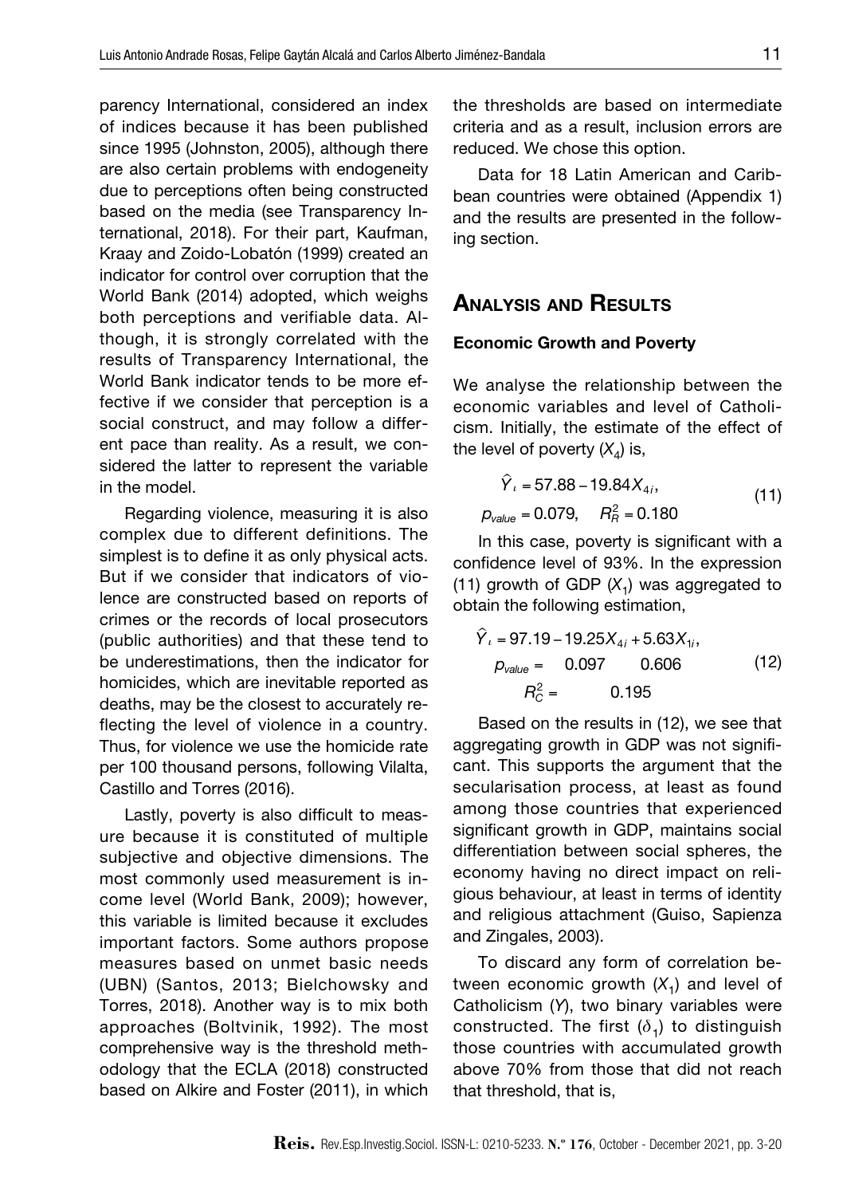parency International, considered an index of indices because it has been published since 1995 (Johnston, 2005), although there are also certain problems with endogeneity due to perceptions often being constructed based on the media (see Transparency International, 2018). For their part, Kaufman, Kraay and Zoido-Lobatón (1999) created an indicator for control over corruption that the World Bank (2014) adopted, which weighs both perceptions and verifiable data. Although, it is strongly correlated with the results of Transparency International, the World Bank indicator tends to be more effective if we consider that perception is a social construct, and may follow a different pace than reality. As a result, we considered the latter to represent the variable in the model.

Regarding violence, measuring it is also complex due to different definitions. The simplest is to define it as only physical acts. But if we consider that indicators of violence are constructed based on reports of crimes or the records of local prosecutors (public authorities) and that these tend to be underestimations, then the indicator for homicides, which are inevitable reported as deaths, may be the closest to accurately reflecting the level of violence in a country. Thus, for violence we use the homicide rate per 100 thousand persons, following Vilalta, Castillo and Torres (2016).

Lastly, poverty is also difficult to measure because it is constituted of multiple subjective and objective dimensions. The most commonly used measurement is income level (World Bank, 2009); however, this variable is limited because it excludes important factors. Some authors propose measures based on unmet basic needs (UBN) (Santos, 2013; Bielchowsky and Torres, 2018). Another way is to mix both approaches (Boltvinik, 1992). The most comprehensive way is the threshold methodology that the ECLA (2018) constructed based on Alkire and Foster (2011), in which the thresholds are based on intermediate criteria and as a result, inclusion errors are reduced. We chose this option.

Data for 18 Latin American and Caribbean countries were obtained (Appendix 1) and the results are presented in the following section.

## Analysis and Results

### Economic Growth and Poverty

We analyse the relationship between the economic variables and level of Catholicism. Initially, the estimate of the effect of the level of poverty ($X_4$) is,

$$\hat{Y}_\iota = 57.88 - 19.84X_{4i}, \qquad (11)$$
$$p_{value} = 0.079, \quad R_R^2 = 0.180$$

In this case, poverty is significant with a confidence level of 93%. In the expression (11) growth of GDP ($X_1$) was aggregated to obtain the following estimation,

$$\hat{Y}_\iota = 97.19 - 19.25X_{4i} + 5.63X_{1i}, \qquad (12)$$
$$p_{value} = \quad 0.097 \qquad 0.606$$
$$R_C^2 = \qquad 0.195$$

Based on the results in (12), we see that aggregating growth in GDP was not significant. This supports the argument that the secularisation process, at least as found among those countries that experienced significant growth in GDP, maintains social differentiation between social spheres, the economy having no direct impact on religious behaviour, at least in terms of identity and religious attachment (Guiso, Sapienza and Zingales, 2003).

To discard any form of correlation between economic growth ($X_1$) and level of Catholicism ($Y$), two binary variables were constructed. The first ($\delta_1$) to distinguish those countries with accumulated growth above 70% from those that did not reach that threshold, that is,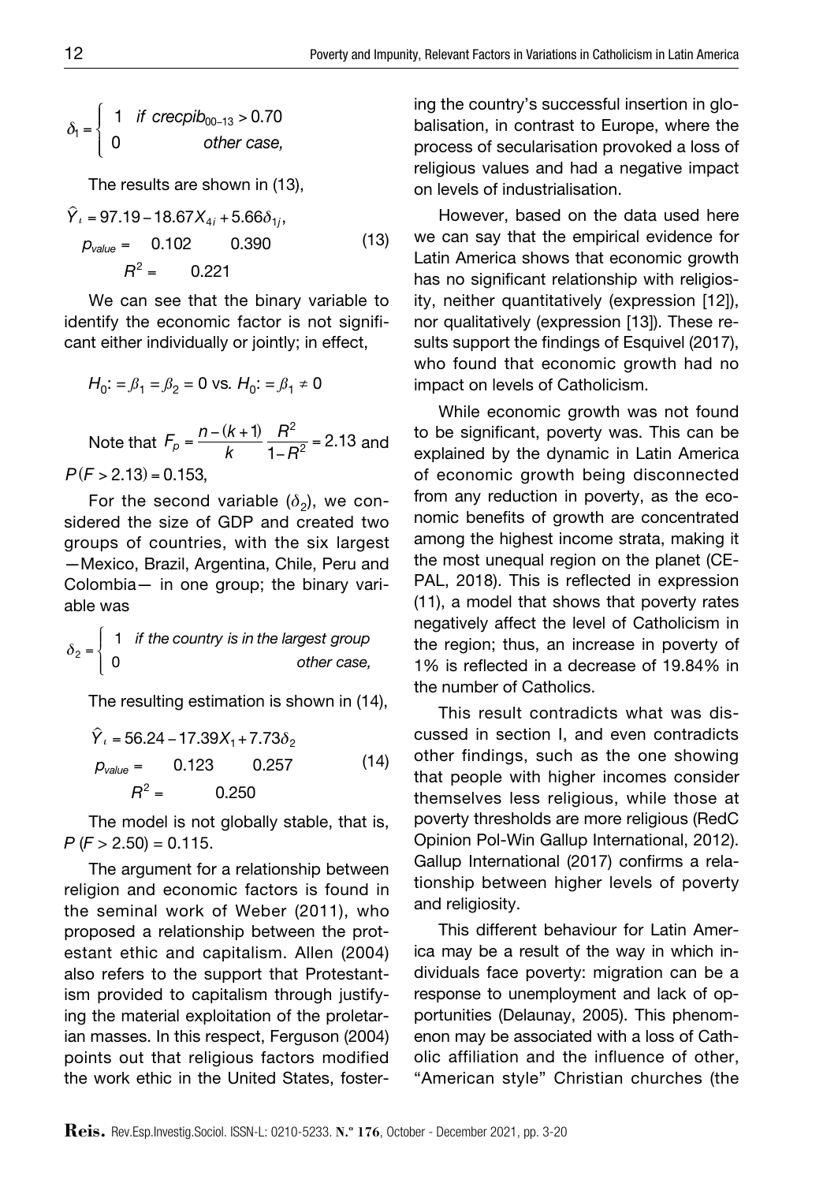$$\delta_1 = \begin{cases} 1 & \text{if } crecpib_{00-13} > 0.70 \\ 0 & \text{other case,} \end{cases}$$

The results are shown in (13),

$$\begin{aligned} \hat{Y}_\iota &= 97.19 - 18.67X_{4i} + 5.66\delta_{1j}, \\ p_{value} &= \quad 0.102 \qquad 0.390 \\ R^2 &= \quad 0.221 \end{aligned} \tag{13}$$

We can see that the binary variable to identify the economic factor is not significant either individually or jointly; in effect,

$$H_0: = \beta_1 = \beta_2 = 0 \text{ vs. } H_0: = \beta_1 \neq 0$$

Note that $F_p = \frac{n-(k+1)}{k}\frac{R^2}{1-R^2} = 2.13$ and $P(F > 2.13) = 0.153$,

For the second variable ($\delta_2$), we considered the size of GDP and created two groups of countries, with the six largest —Mexico, Brazil, Argentina, Chile, Peru and Colombia— in one group; the binary variable was

$$\delta_2 = \begin{cases} 1 & \text{if the country is in the largest group} \\ 0 & \text{other case,} \end{cases}$$

The resulting estimation is shown in (14),

$$\begin{aligned} \hat{Y}_\iota &= 56.24 - 17.39X_1 + 7.73\delta_2 \\ p_{value} &= \quad 0.123 \qquad 0.257 \\ R^2 &= \quad 0.250 \end{aligned} \tag{14}$$

The model is not globally stable, that is, $P(F > 2.50) = 0.115$.

The argument for a relationship between religion and economic factors is found in the seminal work of Weber (2011), who proposed a relationship between the protestant ethic and capitalism. Allen (2004) also refers to the support that Protestantism provided to capitalism through justifying the material exploitation of the proletarian masses. In this respect, Ferguson (2004) points out that religious factors modified the work ethic in the United States, fostering the country's successful insertion in globalisation, in contrast to Europe, where the process of secularisation provoked a loss of religious values and had a negative impact on levels of industrialisation.

However, based on the data used here we can say that the empirical evidence for Latin America shows that economic growth has no significant relationship with religiosity, neither quantitatively (expression [12]), nor qualitatively (expression [13]). These results support the findings of Esquivel (2017), who found that economic growth had no impact on levels of Catholicism.

While economic growth was not found to be significant, poverty was. This can be explained by the dynamic in Latin America of economic growth being disconnected from any reduction in poverty, as the economic benefits of growth are concentrated among the highest income strata, making it the most unequal region on the planet (CEPAL, 2018). This is reflected in expression (11), a model that shows that poverty rates negatively affect the level of Catholicism in the region; thus, an increase in poverty of 1% is reflected in a decrease of 19.84% in the number of Catholics.

This result contradicts what was discussed in section I, and even contradicts other findings, such as the one showing that people with higher incomes consider themselves less religious, while those at poverty thresholds are more religious (RedC Opinion Pol-Win Gallup International, 2012). Gallup International (2017) confirms a relationship between higher levels of poverty and religiosity.

This different behaviour for Latin America may be a result of the way in which individuals face poverty: migration can be a response to unemployment and lack of opportunities (Delaunay, 2005). This phenomenon may be associated with a loss of Catholic affiliation and the influence of other, "American style" Christian churches (the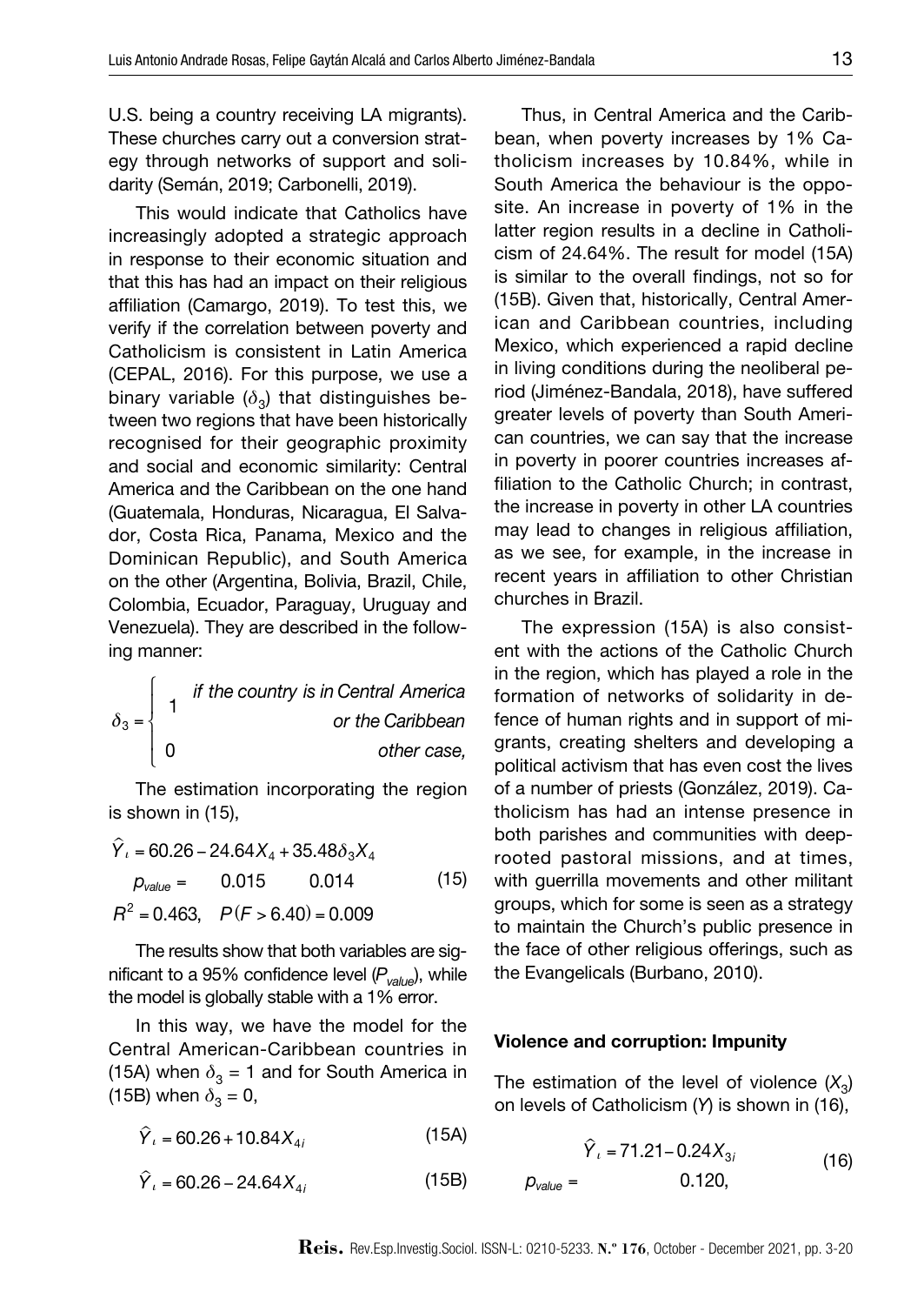U.S. being a country receiving LA migrants). These churches carry out a conversion strategy through networks of support and solidarity (Semán, 2019; Carbonelli, 2019).

This would indicate that Catholics have increasingly adopted a strategic approach in response to their economic situation and that this has had an impact on their religious affiliation (Camargo, 2019). To test this, we verify if the correlation between poverty and Catholicism is consistent in Latin America (CEPAL, 2016). For this purpose, we use a binary variable ($\delta_3$) that distinguishes between two regions that have been historically recognised for their geographic proximity and social and economic similarity: Central America and the Caribbean on the one hand (Guatemala, Honduras, Nicaragua, El Salvador, Costa Rica, Panama, Mexico and the Dominican Republic), and South America on the other (Argentina, Bolivia, Brazil, Chile, Colombia, Ecuador, Paraguay, Uruguay and Venezuela). They are described in the following manner:

$$\delta_3 = \begin{cases} 1 & \textit{if the country is in Central America or the Caribbean} \\ 0 & \textit{other case,} \end{cases}$$

The estimation incorporating the region is shown in (15),

$$\begin{aligned} \hat{Y}_{\iota} &= 60.26 - 24.64X_4 + 35.48\delta_3 X_4 \\ p_{value} &= \quad 0.015 \qquad 0.014 \\ R^2 &= 0.463, \quad P(F > 6.40) = 0.009 \end{aligned} \tag{15}$$

The results show that both variables are significant to a 95% confidence level ($P_{value}$), while the model is globally stable with a 1% error.

In this way, we have the model for the Central American-Caribbean countries in (15A) when $\delta_3 = 1$ and for South America in (15B) when $\delta_3 = 0$,

$$\hat{Y}_{\iota} = 60.26 + 10.84X_{4i} \tag{15A}$$

$$\hat{Y}_{\iota} = 60.26 - 24.64X_{4i} \tag{15B}$$

Thus, in Central America and the Caribbean, when poverty increases by 1% Catholicism increases by 10.84%, while in South America the behaviour is the opposite. An increase in poverty of 1% in the latter region results in a decline in Catholicism of 24.64%. The result for model (15A) is similar to the overall findings, not so for (15B). Given that, historically, Central American and Caribbean countries, including Mexico, which experienced a rapid decline in living conditions during the neoliberal period (Jiménez-Bandala, 2018), have suffered greater levels of poverty than South American countries, we can say that the increase in poverty in poorer countries increases affiliation to the Catholic Church; in contrast, the increase in poverty in other LA countries may lead to changes in religious affiliation, as we see, for example, in the increase in recent years in affiliation to other Christian churches in Brazil.

The expression (15A) is also consistent with the actions of the Catholic Church in the region, which has played a role in the formation of networks of solidarity in defence of human rights and in support of migrants, creating shelters and developing a political activism that has even cost the lives of a number of priests (González, 2019). Catholicism has had an intense presence in both parishes and communities with deep-rooted pastoral missions, and at times, with guerrilla movements and other militant groups, which for some is seen as a strategy to maintain the Church's public presence in the face of other religious offerings, such as the Evangelicals (Burbano, 2010).

### Violence and corruption: Impunity

The estimation of the level of violence ($X_3$) on levels of Catholicism ($Y$) is shown in (16),

$$\begin{aligned} \hat{Y}_{\iota} &= 71.21 - 0.24X_{3i} \\ p_{value} &= \qquad\quad 0.120, \end{aligned} \tag{16}$$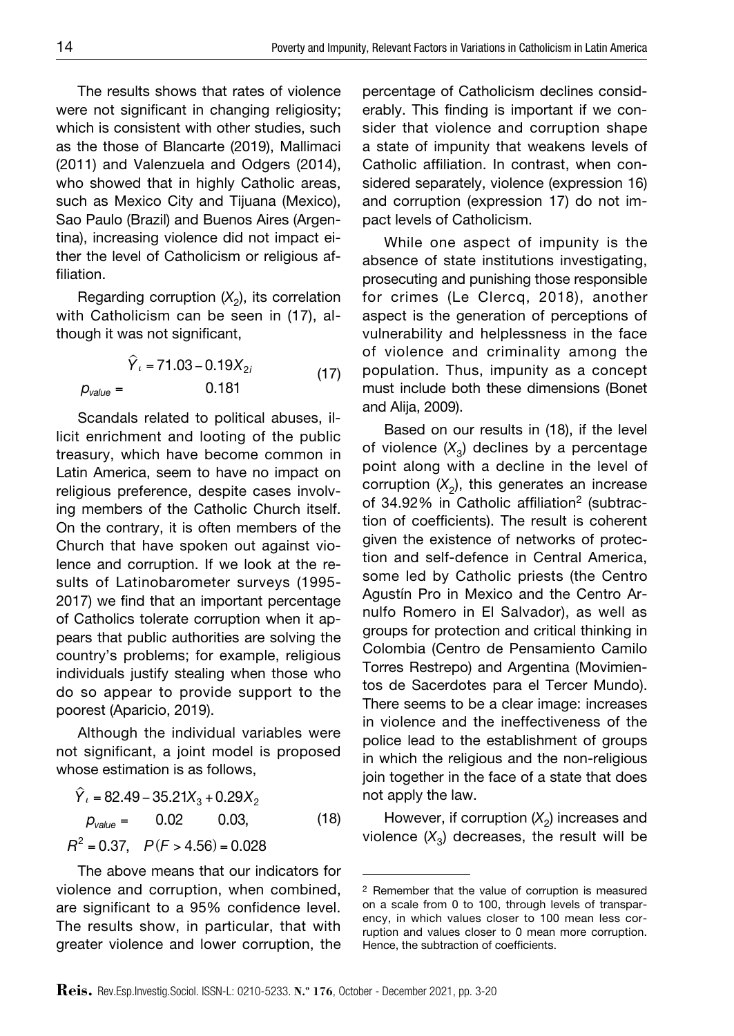The results shows that rates of violence were not significant in changing religiosity; which is consistent with other studies, such as the those of Blancarte (2019), Mallimaci (2011) and Valenzuela and Odgers (2014), who showed that in highly Catholic areas, such as Mexico City and Tijuana (Mexico), Sao Paulo (Brazil) and Buenos Aires (Argentina), increasing violence did not impact either the level of Catholicism or religious affiliation.

Regarding corruption ($X_2$), its correlation with Catholicism can be seen in (17), although it was not significant,

$$\begin{aligned} \hat{Y}_i &= 71.03 - 0.19X_{2i} \\ p_{value} &= \qquad\quad 0.181 \end{aligned} \tag{17}$$

Scandals related to political abuses, illicit enrichment and looting of the public treasury, which have become common in Latin America, seem to have no impact on religious preference, despite cases involving members of the Catholic Church itself. On the contrary, it is often members of the Church that have spoken out against violence and corruption. If we look at the results of Latinobarometer surveys (1995-2017) we find that an important percentage of Catholics tolerate corruption when it appears that public authorities are solving the country's problems; for example, religious individuals justify stealing when those who do so appear to provide support to the poorest (Aparicio, 2019).

Although the individual variables were not significant, a joint model is proposed whose estimation is as follows,

$$\begin{aligned} \hat{Y}_i &= 82.49 - 35.21X_3 + 0.29X_2 \\ p_{value} &= \qquad 0.02 \qquad 0.03, \\ R^2 &= 0.37, \quad P(F > 4.56) = 0.028 \end{aligned} \tag{18}$$

The above means that our indicators for violence and corruption, when combined, are significant to a 95% confidence level. The results show, in particular, that with greater violence and lower corruption, the percentage of Catholicism declines considerably. This finding is important if we consider that violence and corruption shape a state of impunity that weakens levels of Catholic affiliation. In contrast, when considered separately, violence (expression 16) and corruption (expression 17) do not impact levels of Catholicism.

While one aspect of impunity is the absence of state institutions investigating, prosecuting and punishing those responsible for crimes (Le Clercq, 2018), another aspect is the generation of perceptions of vulnerability and helplessness in the face of violence and criminality among the population. Thus, impunity as a concept must include both these dimensions (Bonet and Alija, 2009).

Based on our results in (18), if the level of violence ($X_3$) declines by a percentage point along with a decline in the level of corruption ($X_2$), this generates an increase of 34.92% in Catholic affiliation[2] (subtraction of coefficients). The result is coherent given the existence of networks of protection and self-defence in Central America, some led by Catholic priests (the Centro Agustín Pro in Mexico and the Centro Arnulfo Romero in El Salvador), as well as groups for protection and critical thinking in Colombia (Centro de Pensamiento Camilo Torres Restrepo) and Argentina (Movimientos de Sacerdotes para el Tercer Mundo). There seems to be a clear image: increases in violence and the ineffectiveness of the police lead to the establishment of groups in which the religious and the non-religious join together in the face of a state that does not apply the law.

However, if corruption ($X_2$) increases and violence ($X_3$) decreases, the result will be

---

[2] Remember that the value of corruption is measured on a scale from 0 to 100, through levels of transparency, in which values closer to 100 mean less corruption and values closer to 0 mean more corruption. Hence, the subtraction of coefficients.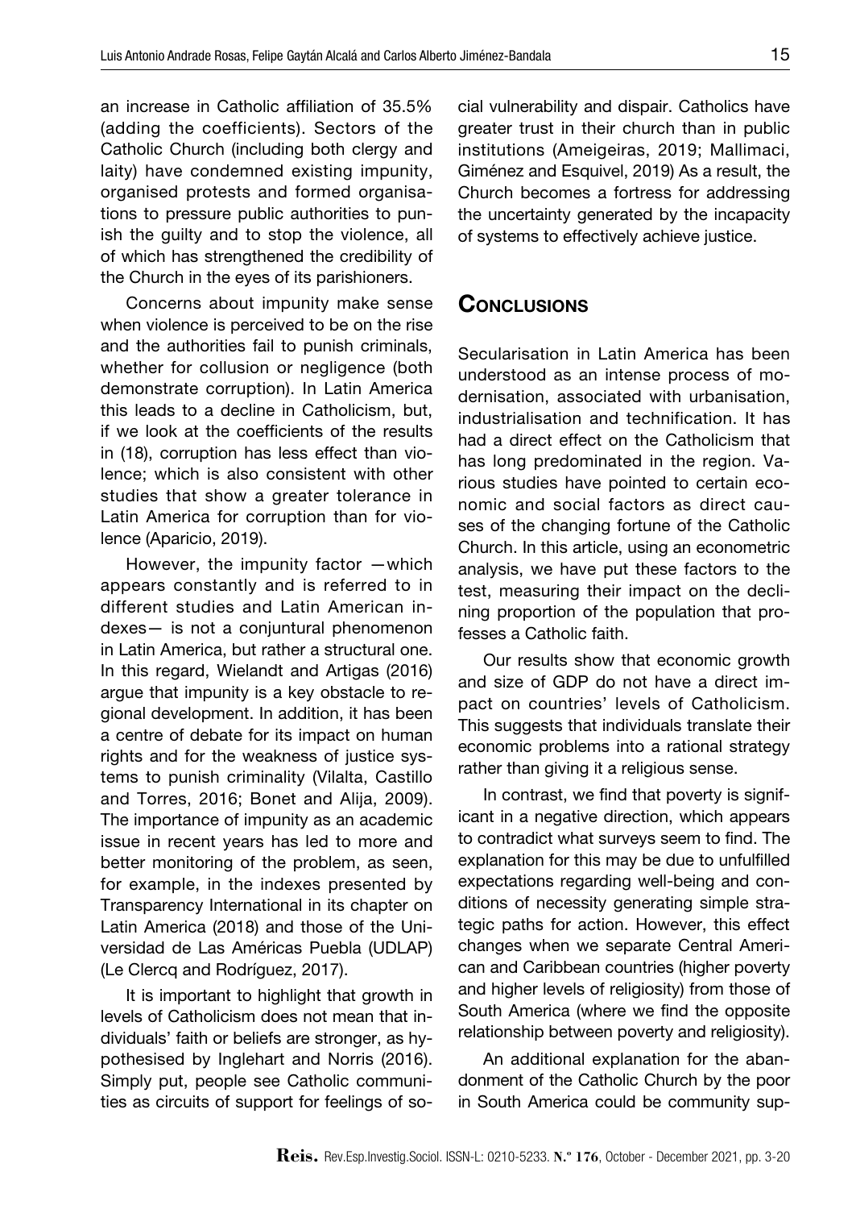an increase in Catholic affiliation of 35.5% (adding the coefficients). Sectors of the Catholic Church (including both clergy and laity) have condemned existing impunity, organised protests and formed organisations to pressure public authorities to punish the guilty and to stop the violence, all of which has strengthened the credibility of the Church in the eyes of its parishioners.

Concerns about impunity make sense when violence is perceived to be on the rise and the authorities fail to punish criminals, whether for collusion or negligence (both demonstrate corruption). In Latin America this leads to a decline in Catholicism, but, if we look at the coefficients of the results in (18), corruption has less effect than violence; which is also consistent with other studies that show a greater tolerance in Latin America for corruption than for violence (Aparicio, 2019).

However, the impunity factor —which appears constantly and is referred to in different studies and Latin American indexes— is not a conjuntural phenomenon in Latin America, but rather a structural one. In this regard, Wielandt and Artigas (2016) argue that impunity is a key obstacle to regional development. In addition, it has been a centre of debate for its impact on human rights and for the weakness of justice systems to punish criminality (Vilalta, Castillo and Torres, 2016; Bonet and Alija, 2009). The importance of impunity as an academic issue in recent years has led to more and better monitoring of the problem, as seen, for example, in the indexes presented by Transparency International in its chapter on Latin America (2018) and those of the Universidad de Las Américas Puebla (UDLAP) (Le Clercq and Rodríguez, 2017).

It is important to highlight that growth in levels of Catholicism does not mean that individuals' faith or beliefs are stronger, as hypothesised by Inglehart and Norris (2016). Simply put, people see Catholic communities as circuits of support for feelings of social vulnerability and dispair. Catholics have greater trust in their church than in public institutions (Ameigeiras, 2019; Mallimaci, Giménez and Esquivel, 2019) As a result, the Church becomes a fortress for addressing the uncertainty generated by the incapacity of systems to effectively achieve justice.

## Conclusions

Secularisation in Latin America has been understood as an intense process of modernisation, associated with urbanisation, industrialisation and technification. It has had a direct effect on the Catholicism that has long predominated in the region. Various studies have pointed to certain economic and social factors as direct causes of the changing fortune of the Catholic Church. In this article, using an econometric analysis, we have put these factors to the test, measuring their impact on the declining proportion of the population that professes a Catholic faith.

Our results show that economic growth and size of GDP do not have a direct impact on countries' levels of Catholicism. This suggests that individuals translate their economic problems into a rational strategy rather than giving it a religious sense.

In contrast, we find that poverty is significant in a negative direction, which appears to contradict what surveys seem to find. The explanation for this may be due to unfulfilled expectations regarding well-being and conditions of necessity generating simple strategic paths for action. However, this effect changes when we separate Central American and Caribbean countries (higher poverty and higher levels of religiosity) from those of South America (where we find the opposite relationship between poverty and religiosity).

An additional explanation for the abandonment of the Catholic Church by the poor in South America could be community sup-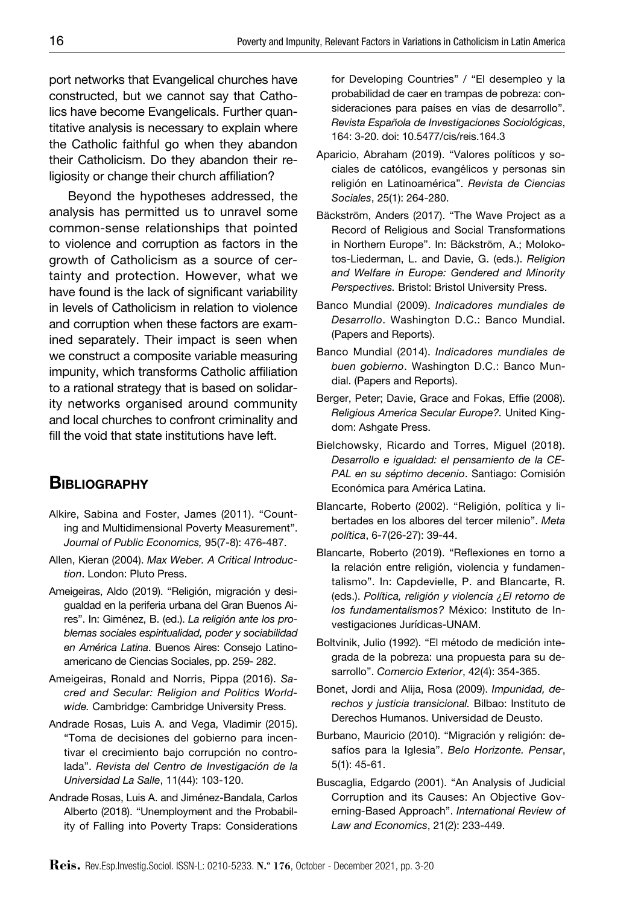port networks that Evangelical churches have constructed, but we cannot say that Catholics have become Evangelicals. Further quantitative analysis is necessary to explain where the Catholic faithful go when they abandon their Catholicism. Do they abandon their religiosity or change their church affiliation?

Beyond the hypotheses addressed, the analysis has permitted us to unravel some common-sense relationships that pointed to violence and corruption as factors in the growth of Catholicism as a source of certainty and protection. However, what we have found is the lack of significant variability in levels of Catholicism in relation to violence and corruption when these factors are examined separately. Their impact is seen when we construct a composite variable measuring impunity, which transforms Catholic affiliation to a rational strategy that is based on solidarity networks organised around community and local churches to confront criminality and fill the void that state institutions have left.

## Bibliography

Alkire, Sabina and Foster, James (2011). "Counting and Multidimensional Poverty Measurement". *Journal of Public Economics,* 95(7-8): 476-487.

Allen, Kieran (2004). *Max Weber. A Critical Introduction*. London: Pluto Press.

Ameigeiras, Aldo (2019). "Religión, migración y desigualdad en la periferia urbana del Gran Buenos Aires". In: Giménez, B. (ed.). *La religión ante los problemas sociales espiritualidad, poder y sociabilidad en América Latina*. Buenos Aires: Consejo Latinoamericano de Ciencias Sociales, pp. 259- 282.

Ameigeiras, Ronald and Norris, Pippa (2016). *Sacred and Secular: Religion and Politics Worldwide.* Cambridge: Cambridge University Press.

Andrade Rosas, Luis A. and Vega, Vladimir (2015). "Toma de decisiones del gobierno para incentivar el crecimiento bajo corrupción no controlada". *Revista del Centro de Investigación de la Universidad La Salle*, 11(44): 103-120.

Andrade Rosas, Luis A. and Jiménez-Bandala, Carlos Alberto (2018). "Unemployment and the Probability of Falling into Poverty Traps: Considerations for Developing Countries" / "El desempleo y la probabilidad de caer en trampas de pobreza: consideraciones para países en vías de desarrollo". *Revista Española de Investigaciones Sociológicas*, 164: 3-20. doi: 10.5477/cis/reis.164.3

Aparicio, Abraham (2019). "Valores políticos y sociales de católicos, evangélicos y personas sin religión en Latinoamérica". *Revista de Ciencias Sociales*, 25(1): 264-280.

Bäckström, Anders (2017). "The Wave Project as a Record of Religious and Social Transformations in Northern Europe". In: Bäckström, A.; Molokotos-Liederman, L. and Davie, G. (eds.). *Religion and Welfare in Europe: Gendered and Minority Perspectives.* Bristol: Bristol University Press.

Banco Mundial (2009). *Indicadores mundiales de Desarrollo*. Washington D.C.: Banco Mundial. (Papers and Reports).

Banco Mundial (2014). *Indicadores mundiales de buen gobierno*. Washington D.C.: Banco Mundial. (Papers and Reports).

Berger, Peter; Davie, Grace and Fokas, Effie (2008). *Religious America Secular Europe?.* United Kingdom: Ashgate Press.

Bielchowsky, Ricardo and Torres, Miguel (2018). *Desarrollo e igualdad: el pensamiento de la CEPAL en su séptimo decenio*. Santiago: Comisión Económica para América Latina.

Blancarte, Roberto (2002). "Religión, política y libertades en los albores del tercer milenio". *Meta política*, 6-7(26-27): 39-44.

Blancarte, Roberto (2019). "Reflexiones en torno a la relación entre religión, violencia y fundamentalismo". In: Capdevielle, P. and Blancarte, R. (eds.). *Política, religión y violencia ¿El retorno de los fundamentalismos?* México: Instituto de Investigaciones Jurídicas-UNAM.

Boltvinik, Julio (1992). "El método de medición integrada de la pobreza: una propuesta para su desarrollo". *Comercio Exterior*, 42(4): 354-365.

Bonet, Jordi and Alija, Rosa (2009). *Impunidad, derechos y justicia transicional.* Bilbao: Instituto de Derechos Humanos. Universidad de Deusto.

Burbano, Mauricio (2010). "Migración y religión: desafíos para la Iglesia". *Belo Horizonte. Pensar*, 5(1): 45-61.

Buscaglia, Edgardo (2001). "An Analysis of Judicial Corruption and its Causes: An Objective Governing-Based Approach". *International Review of Law and Economics*, 21(2): 233-449.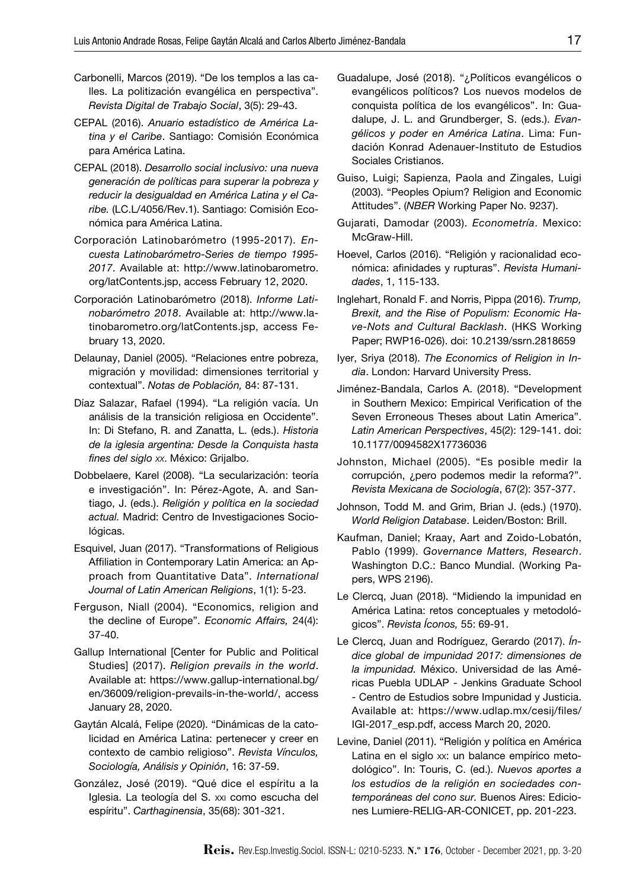Carbonelli, Marcos (2019). "De los templos a las calles. La politización evangélica en perspectiva". *Revista Digital de Trabajo Social*, 3(5): 29-43.

CEPAL (2016). *Anuario estadístico de América Latina y el Caribe*. Santiago: Comisión Económica para América Latina.

CEPAL (2018). *Desarrollo social inclusivo: una nueva generación de políticas para superar la pobreza y reducir la desigualdad en América Latina y el Caribe.* (LC.L/4056/Rev.1). Santiago: Comisión Económica para América Latina.

Corporación Latinobarómetro (1995-2017). *Encuesta Latinobarómetro-Series de tiempo 1995-2017*. Available at: http://www.latinobarometro.org/latContents.jsp, access February 12, 2020.

Corporación Latinobarómetro (2018). *Informe Latinobarómetro 2018*. Available at: http://www.latinobarometro.org/latContents.jsp, access February 13, 2020.

Delaunay, Daniel (2005). "Relaciones entre pobreza, migración y movilidad: dimensiones territorial y contextual". *Notas de Población,* 84: 87-131.

Díaz Salazar, Rafael (1994). "La religión vacía. Un análisis de la transición religiosa en Occidente". In: Di Stefano, R. and Zanatta, L. (eds.). *Historia de la iglesia argentina: Desde la Conquista hasta fines del siglo XX*. México: Grijalbo.

Dobbelaere, Karel (2008). "La secularización: teoría e investigación". In: Pérez-Agote, A. and Santiago, J. (eds.). *Religión y política en la sociedad actual.* Madrid: Centro de Investigaciones Sociológicas.

Esquivel, Juan (2017). "Transformations of Religious Affiliation in Contemporary Latin America: an Approach from Quantitative Data". *International Journal of Latin American Religions*, 1(1): 5-23.

Ferguson, Niall (2004). "Economics, religion and the decline of Europe". *Economic Affairs,* 24(4): 37-40.

Gallup International [Center for Public and Political Studies] (2017). *Religion prevails in the world*. Available at: https://www.gallup-international.bg/en/36009/religion-prevails-in-the-world/, access January 28, 2020.

Gaytán Alcalá, Felipe (2020). "Dinámicas de la catolicidad en América Latina: pertenecer y creer en contexto de cambio religioso". *Revista Vínculos, Sociología, Análisis y Opinión*, 16: 37-59.

González, José (2019). "Qué dice el espíritu a la Iglesia. La teología del S. XXI como escucha del espíritu". *Carthaginensia*, 35(68): 301-321.

Guadalupe, José (2018). "¿Políticos evangélicos o evangélicos políticos? Los nuevos modelos de conquista política de los evangélicos". In: Guadalupe, J. L. and Grundberger, S. (eds.). *Evangélicos y poder en América Latina*. Lima: Fundación Konrad Adenauer-Instituto de Estudios Sociales Cristianos.

Guiso, Luigi; Sapienza, Paola and Zingales, Luigi (2003). "Peoples Opium? Religion and Economic Attitudes". (*NBER* Working Paper No. 9237).

Gujarati, Damodar (2003). *Econometría*. Mexico: McGraw-Hill.

Hoevel, Carlos (2016). "Religión y racionalidad económica: afinidades y rupturas". *Revista Humanidades*, 1, 115-133.

Inglehart, Ronald F. and Norris, Pippa (2016). *Trump, Brexit, and the Rise of Populism: Economic Have-Nots and Cultural Backlash*. (HKS Working Paper; RWP16-026). doi: 10.2139/ssrn.2818659

Iyer, Sriya (2018). *The Economics of Religion in India*. London: Harvard University Press.

Jiménez-Bandala, Carlos A. (2018). "Development in Southern Mexico: Empirical Verification of the Seven Erroneous Theses about Latin America". *Latin American Perspectives*, 45(2): 129-141. doi: 10.1177/0094582X17736036

Johnston, Michael (2005). "Es posible medir la corrupción, ¿pero podemos medir la reforma?". *Revista Mexicana de Sociología*, 67(2): 357-377.

Johnson, Todd M. and Grim, Brian J. (eds.) (1970). *World Religion Database*. Leiden/Boston: Brill.

Kaufman, Daniel; Kraay, Aart and Zoido-Lobatón, Pablo (1999). *Governance Matters, Research*. Washington D.C.: Banco Mundial. (Working Papers, WPS 2196).

Le Clercq, Juan (2018). "Midiendo la impunidad en América Latina: retos conceptuales y metodológicos". *Revista Íconos,* 55: 69-91.

Le Clercq, Juan and Rodríguez, Gerardo (2017). *Índice global de impunidad 2017: dimensiones de la impunidad.* México. Universidad de las Américas Puebla UDLAP - Jenkins Graduate School - Centro de Estudios sobre Impunidad y Justicia. Available at: https://www.udlap.mx/cesij/files/IGI-2017_esp.pdf, access March 20, 2020.

Levine, Daniel (2011). "Religión y política en América Latina en el siglo XX: un balance empírico metodológico". In: Touris, C. (ed.). *Nuevos aportes a los estudios de la religión en sociedades contemporáneas del cono sur.* Buenos Aires: Ediciones Lumiere-RELIG-AR-CONICET, pp. 201-223.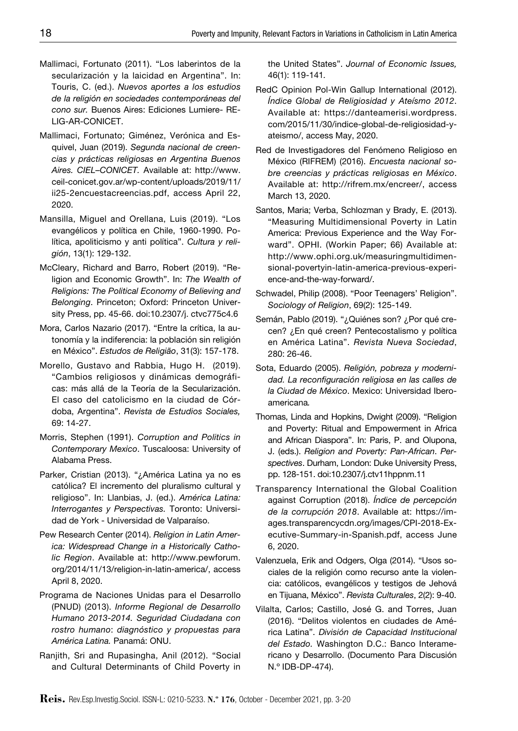Mallimaci, Fortunato (2011). "Los laberintos de la secularización y la laicidad en Argentina". In: Touris, C. (ed.). *Nuevos aportes a los estudios de la religión en sociedades contemporáneas del cono sur.* Buenos Aires: Ediciones Lumiere- RELIG-AR-CONICET.

Mallimaci, Fortunato; Giménez, Verónica and Esquivel, Juan (2019). *Segunda nacional de creencias y prácticas religiosas en Argentina Buenos Aires. CIEL–CONICET.* Available at: http://www.ceil-conicet.gov.ar/wp-content/uploads/2019/11/ii25-2encuestacreencias.pdf, access April 22, 2020.

Mansilla, Miguel and Orellana, Luis (2019). "Los evangélicos y política en Chile, 1960-1990. Política, apoliticismo y anti política". *Cultura y religión*, 13(1): 129-132.

McCleary, Richard and Barro, Robert (2019). "Religion and Economic Growth". In: *The Wealth of Religions: The Political Economy of Believing and Belonging*. Princeton; Oxford: Princeton University Press, pp. 45-66. doi:10.2307/j. ctvc775c4.6

Mora, Carlos Nazario (2017). "Entre la crítica, la autonomía y la indiferencia: la población sin religión en México". *Estudos de Religião*, 31(3): 157-178.

Morello, Gustavo and Rabbia, Hugo H. (2019). "Cambios religiosos y dinámicas demográficas: más allá de la Teoría de la Secularización. El caso del catolicismo en la ciudad de Córdoba, Argentina". *Revista de Estudios Sociales,* 69: 14-27.

Morris, Stephen (1991). *Corruption and Politics in Contemporary Mexico*. Tuscaloosa: University of Alabama Press.

Parker, Cristian (2013). "¿América Latina ya no es católica? El incremento del pluralismo cultural y religioso". In: Llanbias, J. (ed.). *América Latina: Interrogantes y Perspectivas.* Toronto: Universidad de York - Universidad de Valparaíso.

Pew Research Center (2014). *Religion in Latin America: Widespread Change in a Historically Catholic Region*. Available at: http://www.pewforum.org/2014/11/13/religion-in-latin-america/, access April 8, 2020.

Programa de Naciones Unidas para el Desarrollo (PNUD) (2013). *Informe Regional de Desarrollo Humano 2013-2014. Seguridad Ciudadana con rostro humano*: *diagnóstico y propuestas para América Latina.* Panamá: ONU.

Ranjith, Sri and Rupasingha, Anil (2012). "Social and Cultural Determinants of Child Poverty in the United States". *Journal of Economic Issues,* 46(1): 119-141.

RedC Opinion Pol-Win Gallup International (2012). *Índice Global de Religiosidad y Ateísmo 2012*. Available at: https://danteamerisi.wordpress.com/2015/11/30/indice-global-de-religiosidad-y-ateismo/, access May, 2020.

Red de Investigadores del Fenómeno Religioso en México (RIFREM) (2016). *Encuesta nacional sobre creencias y prácticas religiosas en México*. Available at: http://rifrem.mx/encreer/, access March 13, 2020.

Santos, Maria; Verba, Schlozman y Brady, E. (2013). "Measuring Multidimensional Poverty in Latin America: Previous Experience and the Way Forward". OPHI. (Workin Paper; 66) Available at: http://www.ophi.org.uk/measuringmultidimensional-povertyin-latin-america-previous-experience-and-the-way-forward/.

Schwadel, Philip (2008). "Poor Teenagers' Religion". *Sociology of Religion*, 69(2): 125-149.

Semán, Pablo (2019). "¿Quiénes son? ¿Por qué crecen? ¿En qué creen? Pentecostalismo y política en América Latina". *Revista Nueva Sociedad*, 280: 26-46.

Sota, Eduardo (2005). *Religión, pobreza y modernidad. La reconfiguración religiosa en las calles de la Ciudad de México*. Mexico: Universidad Iberoamericana*.*

Thomas, Linda and Hopkins, Dwight (2009). "Religion and Poverty: Ritual and Empowerment in Africa and African Diaspora". In: Paris, P. and Olupona, J. (eds.). *Religion and Poverty: Pan-African*. *Perspectives*. Durham, London: Duke University Press, pp. 128-151. doi:10.2307/j.ctv11hppnm.11

Transparency International the Global Coalition against Corruption (2018). *Índice de percepción de la corrupción 2018*. Available at: https://images.transparencycdn.org/images/CPI-2018-Executive-Summary-in-Spanish.pdf, access June 6, 2020.

Valenzuela, Erik and Odgers, Olga (2014). "Usos sociales de la religión como recurso ante la violencia: católicos, evangélicos y testigos de Jehová en Tijuana, México". *Revista Culturales*, 2(2): 9-40.

Vilalta, Carlos; Castillo, José G. and Torres, Juan (2016). "Delitos violentos en ciudades de América Latina". *División de Capacidad Institucional del Estado.* Washington D.C.: Banco Interamericano y Desarrollo. (Documento Para Discusión N.º IDB-DP-474).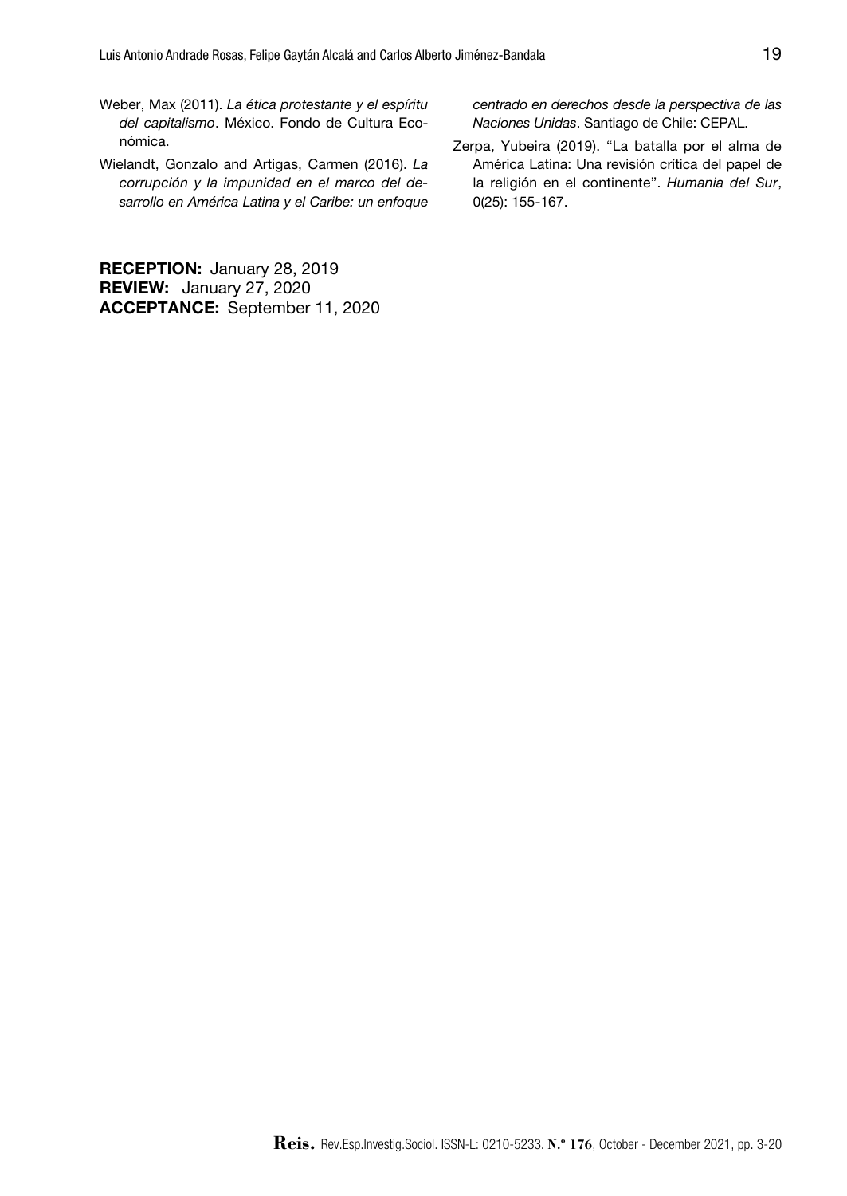Weber, Max (2011). *La ética protestante y el espíritu del capitalismo*. México. Fondo de Cultura Económica.

Wielandt, Gonzalo and Artigas, Carmen (2016). *La corrupción y la impunidad en el marco del desarrollo en América Latina y el Caribe: un enfoque centrado en derechos desde la perspectiva de las Naciones Unidas*. Santiago de Chile: CEPAL.

Zerpa, Yubeira (2019). "La batalla por el alma de América Latina: Una revisión crítica del papel de la religión en el continente". *Humania del Sur*, 0(25): 155-167.

**RECEPTION:** January 28, 2019
**REVIEW:** January 27, 2020
**ACCEPTANCE:** September 11, 2020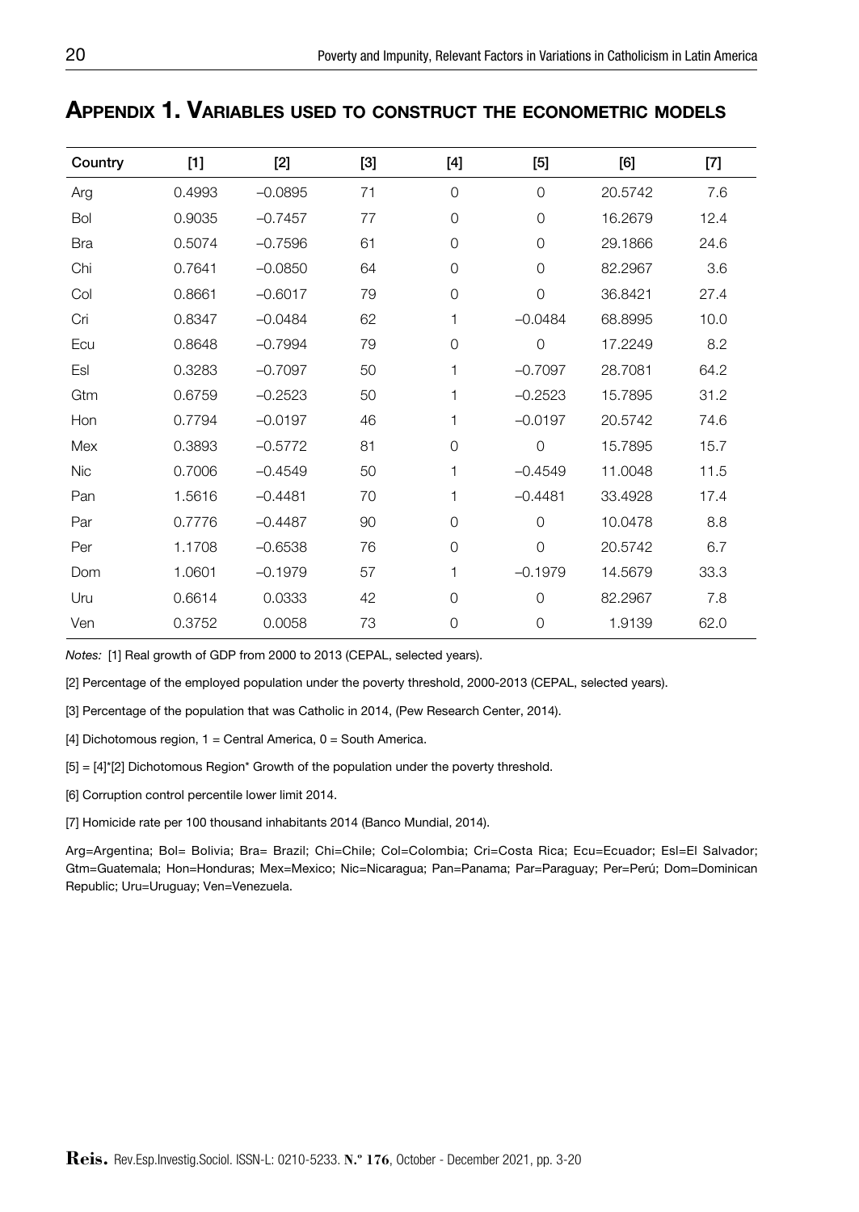## Appendix 1. Variables used to construct the econometric models

| Country | [1] | [2] | [3] | [4] | [5] | [6] | [7] |
|---|---|---|---|---|---|---|---|
| Arg | 0.4993 | −0.0895 | 71 | 0 | 0 | 20.5742 | 7.6 |
| Bol | 0.9035 | −0.7457 | 77 | 0 | 0 | 16.2679 | 12.4 |
| Bra | 0.5074 | −0.7596 | 61 | 0 | 0 | 29.1866 | 24.6 |
| Chi | 0.7641 | −0.0850 | 64 | 0 | 0 | 82.2967 | 3.6 |
| Col | 0.8661 | −0.6017 | 79 | 0 | 0 | 36.8421 | 27.4 |
| Cri | 0.8347 | −0.0484 | 62 | 1 | −0.0484 | 68.8995 | 10.0 |
| Ecu | 0.8648 | −0.7994 | 79 | 0 | 0 | 17.2249 | 8.2 |
| Esl | 0.3283 | −0.7097 | 50 | 1 | −0.7097 | 28.7081 | 64.2 |
| Gtm | 0.6759 | −0.2523 | 50 | 1 | −0.2523 | 15.7895 | 31.2 |
| Hon | 0.7794 | −0.0197 | 46 | 1 | −0.0197 | 20.5742 | 74.6 |
| Mex | 0.3893 | −0.5772 | 81 | 0 | 0 | 15.7895 | 15.7 |
| Nic | 0.7006 | −0.4549 | 50 | 1 | −0.4549 | 11.0048 | 11.5 |
| Pan | 1.5616 | −0.4481 | 70 | 1 | −0.4481 | 33.4928 | 17.4 |
| Par | 0.7776 | −0.4487 | 90 | 0 | 0 | 10.0478 | 8.8 |
| Per | 1.1708 | −0.6538 | 76 | 0 | 0 | 20.5742 | 6.7 |
| Dom | 1.0601 | −0.1979 | 57 | 1 | −0.1979 | 14.5679 | 33.3 |
| Uru | 0.6614 | 0.0333 | 42 | 0 | 0 | 82.2967 | 7.8 |
| Ven | 0.3752 | 0.0058 | 73 | 0 | 0 | 1.9139 | 62.0 |

*Notes:* [1] Real growth of GDP from 2000 to 2013 (CEPAL, selected years).

[2] Percentage of the employed population under the poverty threshold, 2000-2013 (CEPAL, selected years).

[3] Percentage of the population that was Catholic in 2014, (Pew Research Center, 2014).

[4] Dichotomous region, 1 = Central America, 0 = South America.

[5] = [4]*[2] Dichotomous Region* Growth of the population under the poverty threshold.

[6] Corruption control percentile lower limit 2014.

[7] Homicide rate per 100 thousand inhabitants 2014 (Banco Mundial, 2014).

Arg=Argentina; Bol= Bolivia; Bra= Brazil; Chi=Chile; Col=Colombia; Cri=Costa Rica; Ecu=Ecuador; Esl=El Salvador; Gtm=Guatemala; Hon=Honduras; Mex=Mexico; Nic=Nicaragua; Pan=Panama; Par=Paraguay; Per=Perú; Dom=Dominican Republic; Uru=Uruguay; Ven=Venezuela.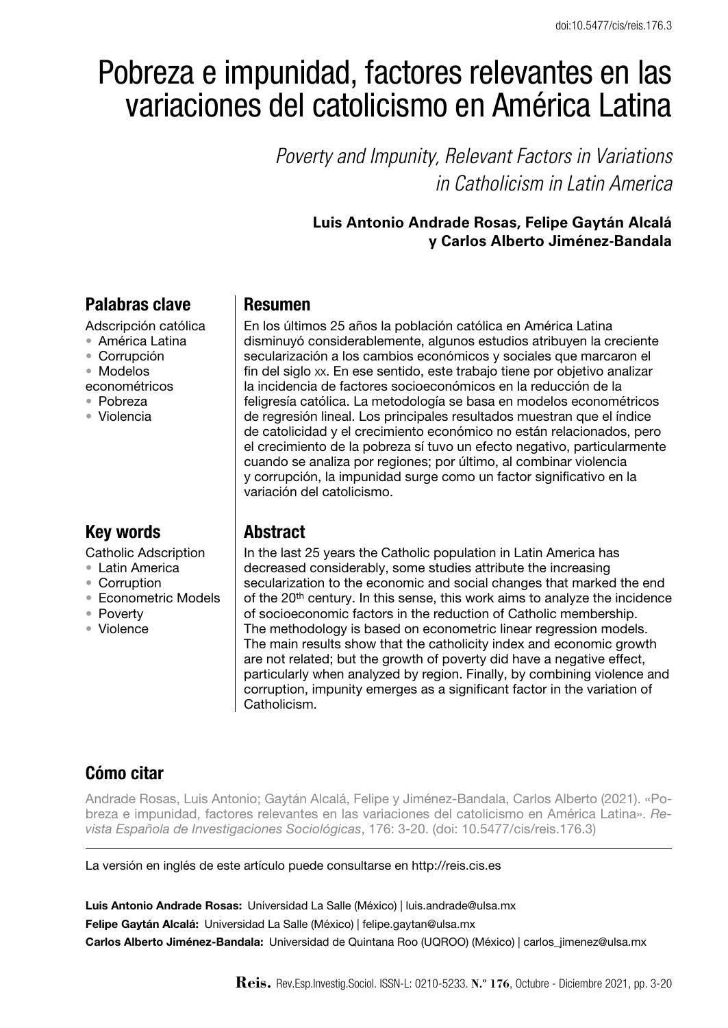# Pobreza e impunidad, factores relevantes en las variaciones del catolicismo en América Latina

*Poverty and Impunity, Relevant Factors in Variations in Catholicism in Latin America*

**Luis Antonio Andrade Rosas, Felipe Gaytán Alcalá y Carlos Alberto Jiménez-Bandala**

## Palabras clave

Adscripción católica
- América Latina
- Corrupción
- Modelos econométricos
- Pobreza
- Violencia

## Resumen

En los últimos 25 años la población católica en América Latina disminuyó considerablemente, algunos estudios atribuyen la creciente secularización a los cambios económicos y sociales que marcaron el fin del siglo XX. En ese sentido, este trabajo tiene por objetivo analizar la incidencia de factores socioeconómicos en la reducción de la feligresía católica. La metodología se basa en modelos econométricos de regresión lineal. Los principales resultados muestran que el índice de catolicidad y el crecimiento económico no están relacionados, pero el crecimiento de la pobreza sí tuvo un efecto negativo, particularmente cuando se analiza por regiones; por último, al combinar violencia y corrupción, la impunidad surge como un factor significativo en la variación del catolicismo.

## Key words

Catholic Adscription
- Latin America
- Corruption
- Econometric Models
- Poverty
- Violence

## Abstract

In the last 25 years the Catholic population in Latin America has decreased considerably, some studies attribute the increasing secularization to the economic and social changes that marked the end of the 20th century. In this sense, this work aims to analyze the incidence of socioeconomic factors in the reduction of Catholic membership. The methodology is based on econometric linear regression models. The main results show that the catholicity index and economic growth are not related; but the growth of poverty did have a negative effect, particularly when analyzed by region. Finally, by combining violence and corruption, impunity emerges as a significant factor in the variation of Catholicism.

## Cómo citar

Andrade Rosas, Luis Antonio; Gaytán Alcalá, Felipe y Jiménez-Bandala, Carlos Alberto (2021). «Pobreza e impunidad, factores relevantes en las variaciones del catolicismo en América Latina». *Revista Española de Investigaciones Sociológicas*, 176: 3-20. (doi: 10.5477/cis/reis.176.3)

La versión en inglés de este artículo puede consultarse en http://reis.cis.es

**Luis Antonio Andrade Rosas:** Universidad La Salle (México) | luis.andrade@ulsa.mx
**Felipe Gaytán Alcalá:** Universidad La Salle (México) | felipe.gaytan@ulsa.mx
**Carlos Alberto Jiménez-Bandala:** Universidad de Quintana Roo (UQROO) (México) | carlos_jimenez@ulsa.mx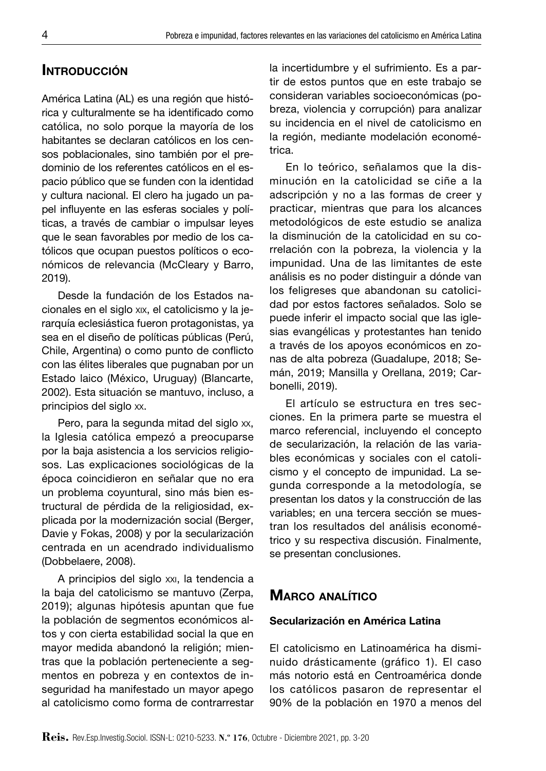## Introducción

América Latina (AL) es una región que histórica y culturalmente se ha identificado como católica, no solo porque la mayoría de los habitantes se declaran católicos en los censos poblacionales, sino también por el predominio de los referentes católicos en el espacio público que se funden con la identidad y cultura nacional. El clero ha jugado un papel influyente en las esferas sociales y políticas, a través de cambiar o impulsar leyes que le sean favorables por medio de los católicos que ocupan puestos políticos o económicos de relevancia (McCleary y Barro, 2019).

Desde la fundación de los Estados nacionales en el siglo XIX, el catolicismo y la jerarquía eclesiástica fueron protagonistas, ya sea en el diseño de políticas públicas (Perú, Chile, Argentina) o como punto de conflicto con las élites liberales que pugnaban por un Estado laico (México, Uruguay) (Blancarte, 2002). Esta situación se mantuvo, incluso, a principios del siglo XX.

Pero, para la segunda mitad del siglo XX, la Iglesia católica empezó a preocuparse por la baja asistencia a los servicios religiosos. Las explicaciones sociológicas de la época coincidieron en señalar que no era un problema coyuntural, sino más bien estructural de pérdida de la religiosidad, explicada por la modernización social (Berger, Davie y Fokas, 2008) y por la secularización centrada en un acendrado individualismo (Dobbelaere, 2008).

A principios del siglo XXI, la tendencia a la baja del catolicismo se mantuvo (Zerpa, 2019); algunas hipótesis apuntan que fue la población de segmentos económicos altos y con cierta estabilidad social la que en mayor medida abandonó la religión; mientras que la población perteneciente a segmentos en pobreza y en contextos de inseguridad ha manifestado un mayor apego al catolicismo como forma de contrarrestar la incertidumbre y el sufrimiento. Es a partir de estos puntos que en este trabajo se consideran variables socioeconómicas (pobreza, violencia y corrupción) para analizar su incidencia en el nivel de catolicismo en la región, mediante modelación econométrica.

En lo teórico, señalamos que la disminución en la catolicidad se ciñe a la adscripción y no a las formas de creer y practicar, mientras que para los alcances metodológicos de este estudio se analiza la disminución de la catolicidad en su correlación con la pobreza, la violencia y la impunidad. Una de las limitantes de este análisis es no poder distinguir a dónde van los feligreses que abandonan su catolicidad por estos factores señalados. Solo se puede inferir el impacto social que las iglesias evangélicas y protestantes han tenido a través de los apoyos económicos en zonas de alta pobreza (Guadalupe, 2018; Semán, 2019; Mansilla y Orellana, 2019; Carbonelli, 2019).

El artículo se estructura en tres secciones. En la primera parte se muestra el marco referencial, incluyendo el concepto de secularización, la relación de las variables económicas y sociales con el catolicismo y el concepto de impunidad. La segunda corresponde a la metodología, se presentan los datos y la construcción de las variables; en una tercera sección se muestran los resultados del análisis econométrico y su respectiva discusión. Finalmente, se presentan conclusiones.

## Marco analítico

### Secularización en América Latina

El catolicismo en Latinoamérica ha disminuido drásticamente (gráfico 1). El caso más notorio está en Centroamérica donde los católicos pasaron de representar el 90% de la población en 1970 a menos del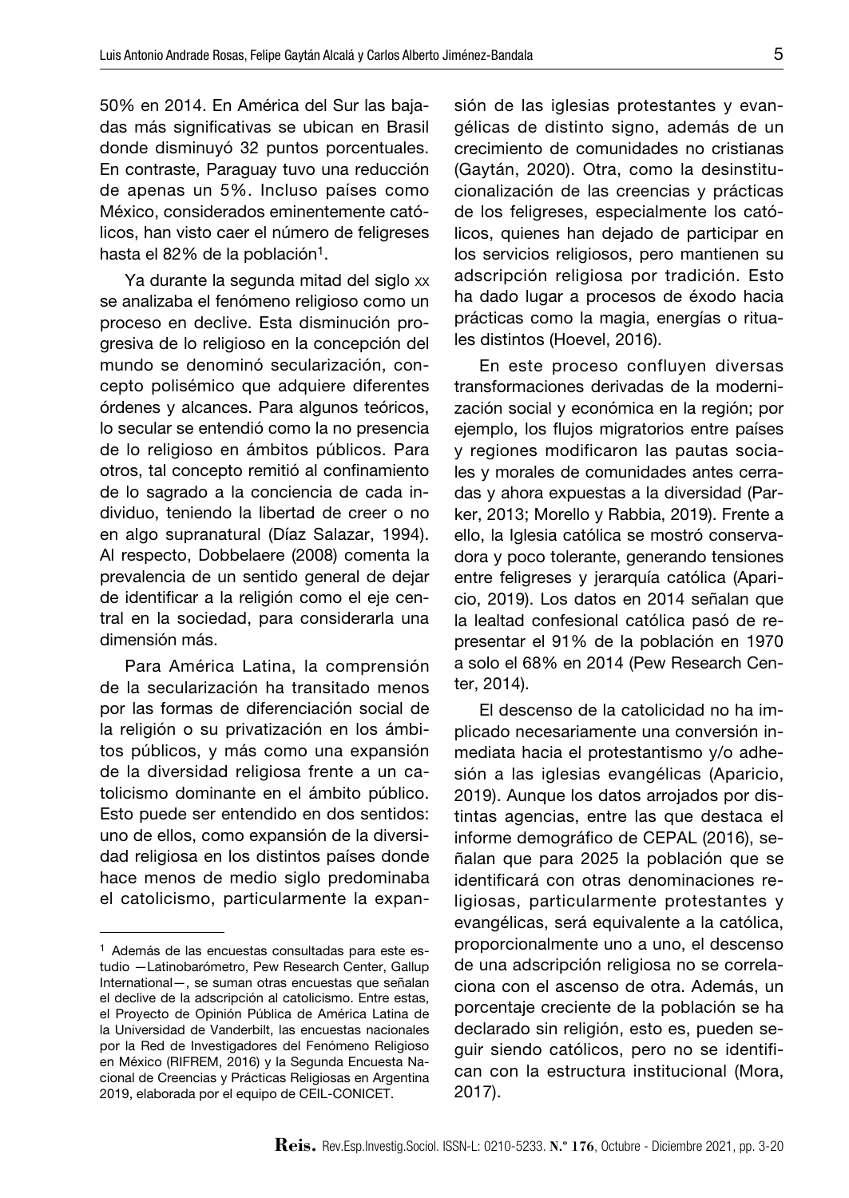50% en 2014. En América del Sur las bajadas más significativas se ubican en Brasil donde disminuyó 32 puntos porcentuales. En contraste, Paraguay tuvo una reducción de apenas un 5%. Incluso países como México, considerados eminentemente católicos, han visto caer el número de feligreses hasta el 82% de la población[1].

Ya durante la segunda mitad del siglo xx se analizaba el fenómeno religioso como un proceso en declive. Esta disminución progresiva de lo religioso en la concepción del mundo se denominó secularización, concepto polisémico que adquiere diferentes órdenes y alcances. Para algunos teóricos, lo secular se entendió como la no presencia de lo religioso en ámbitos públicos. Para otros, tal concepto remitió al confinamiento de lo sagrado a la conciencia de cada individuo, teniendo la libertad de creer o no en algo supranatural (Díaz Salazar, 1994). Al respecto, Dobbelaere (2008) comenta la prevalencia de un sentido general de dejar de identificar a la religión como el eje central en la sociedad, para considerarla una dimensión más.

Para América Latina, la comprensión de la secularización ha transitado menos por las formas de diferenciación social de la religión o su privatización en los ámbitos públicos, y más como una expansión de la diversidad religiosa frente a un catolicismo dominante en el ámbito público. Esto puede ser entendido en dos sentidos: uno de ellos, como expansión de la diversidad religiosa en los distintos países donde hace menos de medio siglo predominaba el catolicismo, particularmente la expansión de las iglesias protestantes y evangélicas de distinto signo, además de un crecimiento de comunidades no cristianas (Gaytán, 2020). Otra, como la desinstitucionalización de las creencias y prácticas de los feligreses, especialmente los católicos, quienes han dejado de participar en los servicios religiosos, pero mantienen su adscripción religiosa por tradición. Esto ha dado lugar a procesos de éxodo hacia prácticas como la magia, energías o rituales distintos (Hoevel, 2016).

En este proceso confluyen diversas transformaciones derivadas de la modernización social y económica en la región; por ejemplo, los flujos migratorios entre países y regiones modificaron las pautas sociales y morales de comunidades antes cerradas y ahora expuestas a la diversidad (Parker, 2013; Morello y Rabbia, 2019). Frente a ello, la Iglesia católica se mostró conservadora y poco tolerante, generando tensiones entre feligreses y jerarquía católica (Aparicio, 2019). Los datos en 2014 señalan que la lealtad confesional católica pasó de representar el 91% de la población en 1970 a solo el 68% en 2014 (Pew Research Center, 2014).

El descenso de la catolicidad no ha implicado necesariamente una conversión inmediata hacia el protestantismo y/o adhesión a las iglesias evangélicas (Aparicio, 2019). Aunque los datos arrojados por distintas agencias, entre las que destaca el informe demográfico de CEPAL (2016), señalan que para 2025 la población que se identificará con otras denominaciones religiosas, particularmente protestantes y evangélicas, será equivalente a la católica, proporcionalmente uno a uno, el descenso de una adscripción religiosa no se correlaciona con el ascenso de otra. Además, un porcentaje creciente de la población se ha declarado sin religión, esto es, pueden seguir siendo católicos, pero no se identifican con la estructura institucional (Mora, 2017).

---

[1] Además de las encuestas consultadas para este estudio —Latinobarómetro, Pew Research Center, Gallup International—, se suman otras encuestas que señalan el declive de la adscripción al catolicismo. Entre estas, el Proyecto de Opinión Pública de América Latina de la Universidad de Vanderbilt, las encuestas nacionales por la Red de Investigadores del Fenómeno Religioso en México (RIFREM, 2016) y la Segunda Encuesta Nacional de Creencias y Prácticas Religiosas en Argentina 2019, elaborada por el equipo de CEIL-CONICET.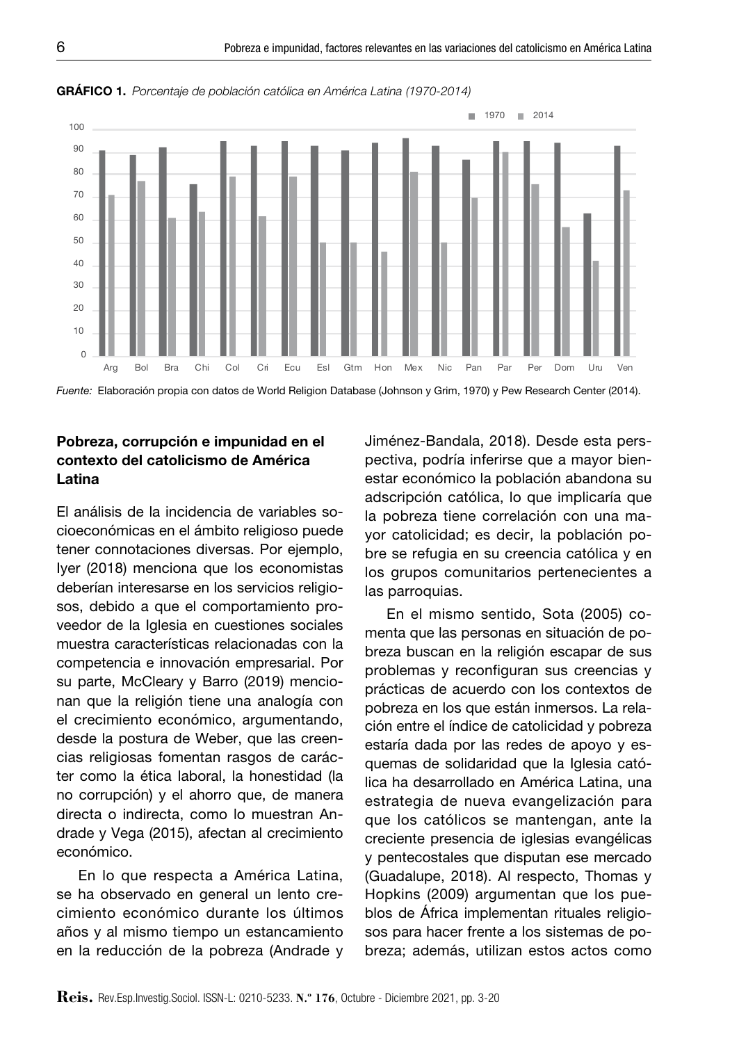**GRÁFICO 1.** *Porcentaje de población católica en América Latina (1970-2014)*

*Fuente:* Elaboración propia con datos de World Religion Database (Johnson y Grim, 1970) y Pew Research Center (2014).

### Pobreza, corrupción e impunidad en el contexto del catolicismo de América Latina

El análisis de la incidencia de variables socioeconómicas en el ámbito religioso puede tener connotaciones diversas. Por ejemplo, Iyer (2018) menciona que los economistas deberían interesarse en los servicios religiosos, debido a que el comportamiento proveedor de la Iglesia en cuestiones sociales muestra características relacionadas con la competencia e innovación empresarial. Por su parte, McCleary y Barro (2019) mencionan que la religión tiene una analogía con el crecimiento económico, argumentando, desde la postura de Weber, que las creencias religiosas fomentan rasgos de carácter como la ética laboral, la honestidad (la no corrupción) y el ahorro que, de manera directa o indirecta, como lo muestran Andrade y Vega (2015), afectan al crecimiento económico.

En lo que respecta a América Latina, se ha observado en general un lento crecimiento económico durante los últimos años y al mismo tiempo un estancamiento en la reducción de la pobreza (Andrade y Jiménez-Bandala, 2018). Desde esta perspectiva, podría inferirse que a mayor bienestar económico la población abandona su adscripción católica, lo que implicaría que la pobreza tiene correlación con una mayor catolicidad; es decir, la población pobre se refugia en su creencia católica y en los grupos comunitarios pertenecientes a las parroquias.

En el mismo sentido, Sota (2005) comenta que las personas en situación de pobreza buscan en la religión escapar de sus problemas y reconfiguran sus creencias y prácticas de acuerdo con los contextos de pobreza en los que están inmersos. La relación entre el índice de catolicidad y pobreza estaría dada por las redes de apoyo y esquemas de solidaridad que la Iglesia católica ha desarrollado en América Latina, una estrategia de nueva evangelización para que los católicos se mantengan, ante la creciente presencia de iglesias evangélicas y pentecostales que disputan ese mercado (Guadalupe, 2018). Al respecto, Thomas y Hopkins (2009) argumentan que los pueblos de África implementan rituales religiosos para hacer frente a los sistemas de pobreza; además, utilizan estos actos como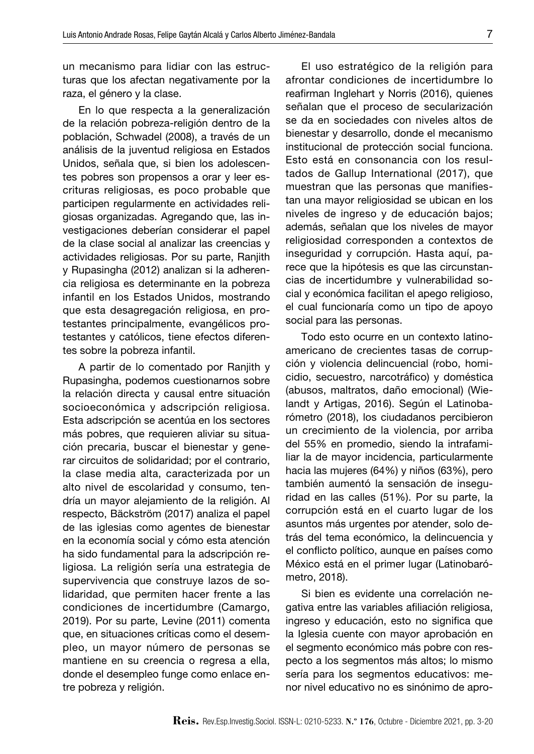un mecanismo para lidiar con las estructuras que los afectan negativamente por la raza, el género y la clase.

En lo que respecta a la generalización de la relación pobreza-religión dentro de la población, Schwadel (2008), a través de un análisis de la juventud religiosa en Estados Unidos, señala que, si bien los adolescentes pobres son propensos a orar y leer escrituras religiosas, es poco probable que participen regularmente en actividades religiosas organizadas. Agregando que, las investigaciones deberían considerar el papel de la clase social al analizar las creencias y actividades religiosas. Por su parte, Ranjith y Rupasingha (2012) analizan si la adherencia religiosa es determinante en la pobreza infantil en los Estados Unidos, mostrando que esta desagregación religiosa, en protestantes principalmente, evangélicos protestantes y católicos, tiene efectos diferentes sobre la pobreza infantil.

A partir de lo comentado por Ranjith y Rupasingha, podemos cuestionarnos sobre la relación directa y causal entre situación socioeconómica y adscripción religiosa. Esta adscripción se acentúa en los sectores más pobres, que requieren aliviar su situación precaria, buscar el bienestar y generar circuitos de solidaridad; por el contrario, la clase media alta, caracterizada por un alto nivel de escolaridad y consumo, tendría un mayor alejamiento de la religión. Al respecto, Bäckström (2017) analiza el papel de las iglesias como agentes de bienestar en la economía social y cómo esta atención ha sido fundamental para la adscripción religiosa. La religión sería una estrategia de supervivencia que construye lazos de solidaridad, que permiten hacer frente a las condiciones de incertidumbre (Camargo, 2019). Por su parte, Levine (2011) comenta que, en situaciones críticas como el desempleo, un mayor número de personas se mantiene en su creencia o regresa a ella, donde el desempleo funge como enlace entre pobreza y religión.

El uso estratégico de la religión para afrontar condiciones de incertidumbre lo reafirman Inglehart y Norris (2016), quienes señalan que el proceso de secularización se da en sociedades con niveles altos de bienestar y desarrollo, donde el mecanismo institucional de protección social funciona. Esto está en consonancia con los resultados de Gallup International (2017), que muestran que las personas que manifiestan una mayor religiosidad se ubican en los niveles de ingreso y de educación bajos; además, señalan que los niveles de mayor religiosidad corresponden a contextos de inseguridad y corrupción. Hasta aquí, parece que la hipótesis es que las circunstancias de incertidumbre y vulnerabilidad social y económica facilitan el apego religioso, el cual funcionaría como un tipo de apoyo social para las personas.

Todo esto ocurre en un contexto latinoamericano de crecientes tasas de corrupción y violencia delincuencial (robo, homicidio, secuestro, narcotráfico) y doméstica (abusos, maltratos, daño emocional) (Wielandt y Artigas, 2016). Según el Latinobarómetro (2018), los ciudadanos percibieron un crecimiento de la violencia, por arriba del 55% en promedio, siendo la intrafamiliar la de mayor incidencia, particularmente hacia las mujeres (64%) y niños (63%), pero también aumentó la sensación de inseguridad en las calles (51%). Por su parte, la corrupción está en el cuarto lugar de los asuntos más urgentes por atender, solo detrás del tema económico, la delincuencia y el conflicto político, aunque en países como México está en el primer lugar (Latinobarómetro, 2018).

Si bien es evidente una correlación negativa entre las variables afiliación religiosa, ingreso y educación, esto no significa que la Iglesia cuente con mayor aprobación en el segmento económico más pobre con respecto a los segmentos más altos; lo mismo sería para los segmentos educativos: menor nivel educativo no es sinónimo de apro-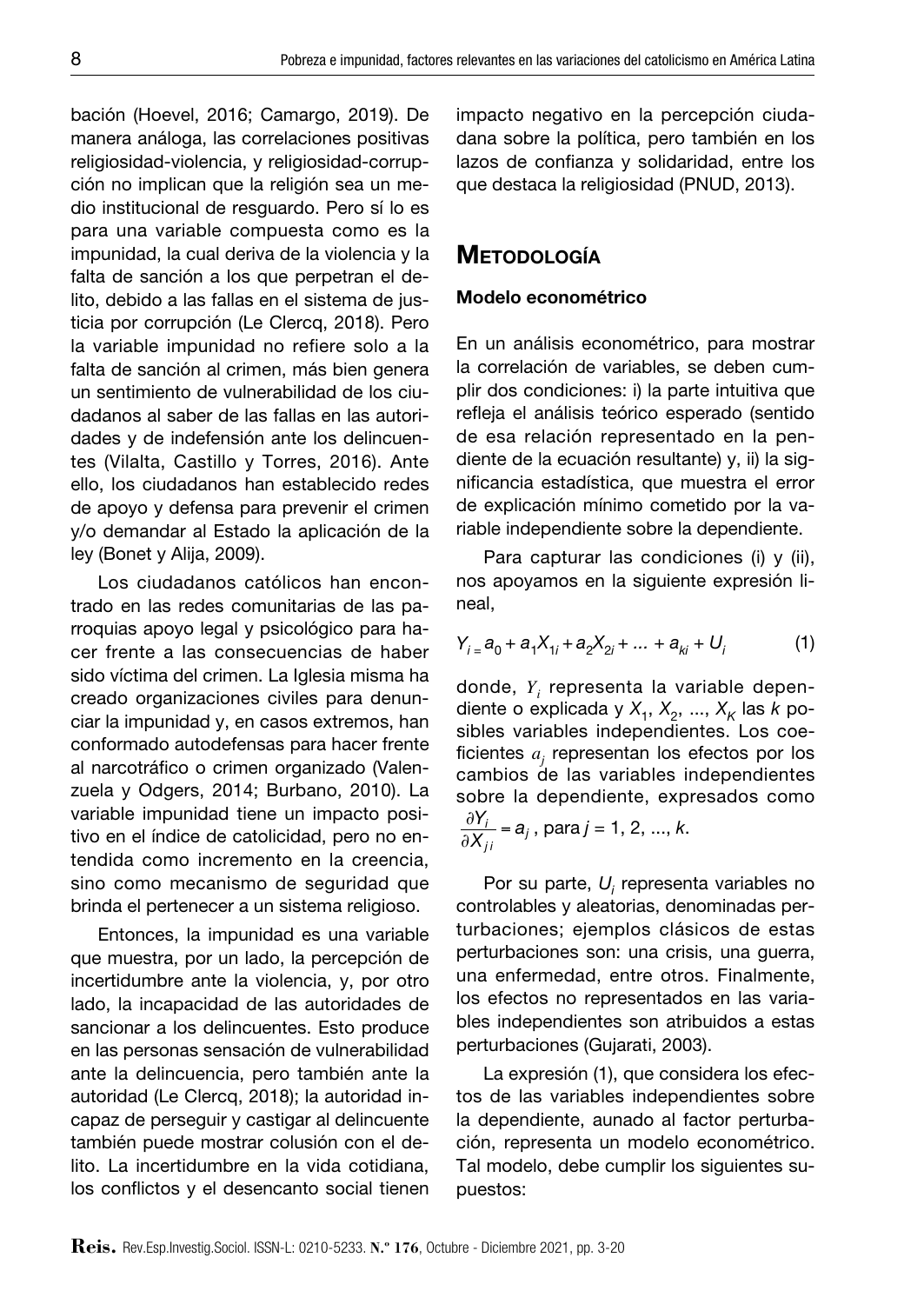bación (Hoevel, 2016; Camargo, 2019). De manera análoga, las correlaciones positivas religiosidad-violencia, y religiosidad-corrupción no implican que la religión sea un medio institucional de resguardo. Pero sí lo es para una variable compuesta como es la impunidad, la cual deriva de la violencia y la falta de sanción a los que perpetran el delito, debido a las fallas en el sistema de justicia por corrupción (Le Clercq, 2018). Pero la variable impunidad no refiere solo a la falta de sanción al crimen, más bien genera un sentimiento de vulnerabilidad de los ciudadanos al saber de las fallas en las autoridades y de indefensión ante los delincuentes (Vilalta, Castillo y Torres, 2016). Ante ello, los ciudadanos han establecido redes de apoyo y defensa para prevenir el crimen y/o demandar al Estado la aplicación de la ley (Bonet y Alija, 2009).

Los ciudadanos católicos han encontrado en las redes comunitarias de las parroquias apoyo legal y psicológico para hacer frente a las consecuencias de haber sido víctima del crimen. La Iglesia misma ha creado organizaciones civiles para denunciar la impunidad y, en casos extremos, han conformado autodefensas para hacer frente al narcotráfico o crimen organizado (Valenzuela y Odgers, 2014; Burbano, 2010). La variable impunidad tiene un impacto positivo en el índice de catolicidad, pero no entendida como incremento en la creencia, sino como mecanismo de seguridad que brinda el pertenecer a un sistema religioso.

Entonces, la impunidad es una variable que muestra, por un lado, la percepción de incertidumbre ante la violencia, y, por otro lado, la incapacidad de las autoridades de sancionar a los delincuentes. Esto produce en las personas sensación de vulnerabilidad ante la delincuencia, pero también ante la autoridad (Le Clercq, 2018); la autoridad incapaz de perseguir y castigar al delincuente también puede mostrar colusión con el delito. La incertidumbre en la vida cotidiana, los conflictos y el desencanto social tienen impacto negativo en la percepción ciudadana sobre la política, pero también en los lazos de confianza y solidaridad, entre los que destaca la religiosidad (PNUD, 2013).

# Metodología

### Modelo econométrico

En un análisis econométrico, para mostrar la correlación de variables, se deben cumplir dos condiciones: i) la parte intuitiva que refleja el análisis teórico esperado (sentido de esa relación representado en la pendiente de la ecuación resultante) y, ii) la significancia estadística, que muestra el error de explicación mínimo cometido por la variable independiente sobre la dependiente.

Para capturar las condiciones (i) y (ii), nos apoyamos en la siguiente expresión lineal,

$$Y_i = a_0 + a_1 X_{1i} + a_2 X_{2i} + \ldots + a_{ki} + U_i \qquad (1)$$

donde, $Y_i$ representa la variable dependiente o explicada y $X_1$, $X_2$, ..., $X_K$ las $k$ posibles variables independientes. Los coeficientes $a_j$ representan los efectos por los cambios de las variables independientes sobre la dependiente, expresados como $\frac{\partial Y_i}{\partial X_{ji}} = a_j$, para $j$ = 1, 2, ..., $k$.

Por su parte, $U_i$ representa variables no controlables y aleatorias, denominadas perturbaciones; ejemplos clásicos de estas perturbaciones son: una crisis, una guerra, una enfermedad, entre otros. Finalmente, los efectos no representados en las variables independientes son atribuidos a estas perturbaciones (Gujarati, 2003).

La expresión (1), que considera los efectos de las variables independientes sobre la dependiente, aunado al factor perturbación, representa un modelo econométrico. Tal modelo, debe cumplir los siguientes supuestos: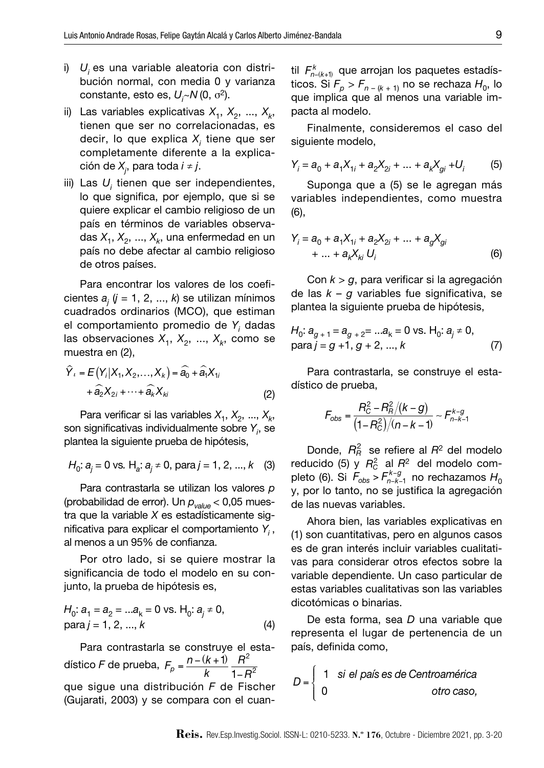i) $U_i$ es una variable aleatoria con distribución normal, con media 0 y varianza constante, esto es, $U_i \sim N(0, \sigma^2)$.

ii) Las variables explicativas $X_1, X_2, ..., X_k$, tienen que ser no correlacionadas, es decir, lo que explica $X_i$ tiene que ser completamente diferente a la explicación de $X_j$, para toda $i \neq j$.

iii) Las $U_i$ tienen que ser independientes, lo que significa, por ejemplo, que si se quiere explicar el cambio religioso de un país en términos de variables observadas $X_1, X_2, ..., X_k$, una enfermedad en un país no debe afectar al cambio religioso de otros países.

Para encontrar los valores de los coeficientes $a_j$ ($j = 1, 2, ..., k$) se utilizan mínimos cuadrados ordinarios (MCO), que estiman el comportamiento promedio de $Y_i$ dadas las observaciones $X_1, X_2, ..., X_k$, como se muestra en (2),

$$\hat{Y}_\iota = E\left(Y_i | X_1, X_2, \ldots, X_k\right) = \widehat{a_0} + \widehat{a}_1 X_{1i} + \widehat{a_2} X_{2i} + \cdots + \widehat{a_k} X_{ki} \tag{2}$$

Para verificar si las variables $X_1, X_2, ..., X_k$, son significativas individualmente sobre $Y_i$, se plantea la siguiente prueba de hipótesis,

$$H_0: a_j = 0 \text{ vs. } H_a: a_j \neq 0, \text{ para } j = 1, 2, ..., k \tag{3}$$

Para contrastarla se utilizan los valores *p* (probabilidad de error). Un $p_{value} < 0{,}05$ muestra que la variable *X* es estadísticamente significativa para explicar el comportamiento $Y_i$, al menos a un 95% de confianza.

Por otro lado, si se quiere mostrar la significancia de todo el modelo en su conjunto, la prueba de hipótesis es,

$$H_0: a_1 = a_2 = ...a_k = 0 \text{ vs. } H_0: a_j \neq 0, \text{ para } j = 1, 2, ..., k \tag{4}$$

Para contrastarla se construye el estadístico *F* de prueba, $F_p = \frac{n-(k+1)}{k} \frac{R^2}{1-R^2}$ que sigue una distribución *F* de Fischer (Gujarati, 2003) y se compara con el cuantil $F^k_{n-(k+1)}$ que arrojan los paquetes estadísticos. Si $F_p > F_{n-(k+1)}$ no se rechaza $H_0$, lo que implica que al menos una variable impacta al modelo.

Finalmente, consideremos el caso del siguiente modelo,

$$Y_i = a_0 + a_1 X_{1i} + a_2 X_{2i} + ... + a_k X_{gi} + U_i \tag{5}$$

Suponga que a (5) se le agregan más variables independientes, como muestra (6),

$$Y_i = a_0 + a_1 X_{1i} + a_2 X_{2i} + ... + a_g X_{gi} + ... + a_k X_{ki} U_i \tag{6}$$

Con $k > g$, para verificar si la agregación de las $k - g$ variables fue significativa, se plantea la siguiente prueba de hipótesis,

$$H_0: a_{g+1} = a_{g+2} = ...a_k = 0 \text{ vs. } H_0: a_j \neq 0, \text{ para } j = g+1, g+2, ..., k \tag{7}$$

Para contrastarla, se construye el estadístico de prueba,

$$F_{obs} = \frac{R_C^2 - R_R^2 / (k-g)}{\left(1 - R_C^2\right) / (n-k-1)} \sim F^{k-g}_{n-k-1}$$

Donde, $R_R^2$ se refiere al $R^2$ del modelo reducido (5) y $R_C^2$ al $R^2$ del modelo completo (6). Si $F_{obs} > F^{k-g}_{n-k-1}$ no rechazamos $H_0$ y, por lo tanto, no se justifica la agregación de las nuevas variables.

Ahora bien, las variables explicativas en (1) son cuantitativas, pero en algunos casos es de gran interés incluir variables cualitativas para considerar otros efectos sobre la variable dependiente. Un caso particular de estas variables cualitativas son las variables dicotómicas o binarias.

De esta forma, sea *D* una variable que representa el lugar de pertenencia de un país, definida como,

$$D = \begin{cases} 1 & \textit{si el país es de Centroamérica} \\ 0 & \textit{otro caso,} \end{cases}$$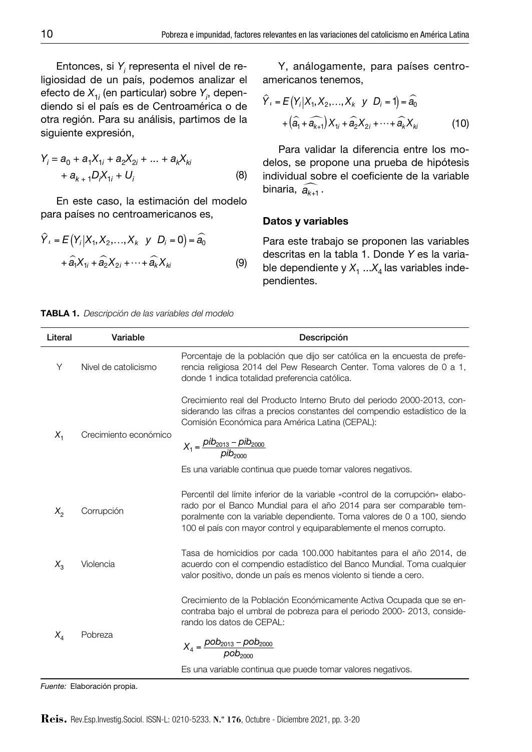Entonces, si $Y_i$ representa el nivel de religiosidad de un país, podemos analizar el efecto de $X_{1i}$ (en particular) sobre $Y_i$, dependiendo si el país es de Centroamérica o de otra región. Para su análisis, partimos de la siguiente expresión,

$$Y_i = a_0 + a_1 X_{1i} + a_2 X_{2i} + \ldots + a_k X_{ki} + a_{k+1} D_i X_{1i} + U_i \tag{8}$$

En este caso, la estimación del modelo para países no centroamericanos es,

$$\hat{Y}_i = E\left(Y_i \middle| X_1, X_2, \ldots, X_k \;\; y \;\; D_i = 0\right) = \widehat{a_0} + \widehat{a_1} X_{1i} + \widehat{a_2} X_{2i} + \cdots + \widehat{a_k} X_{ki} \tag{9}$$

Y, análogamente, para países centroamericanos tenemos,

$$\hat{Y}_i = E\left(Y_i \middle| X_1, X_2, \ldots, X_k \;\; y \;\; D_i = 1\right) = \widehat{a_0} + \left(\widehat{a_1} + \widehat{a_{k+1}}\right) X_{1i} + \widehat{a_2} X_{2i} + \cdots + \widehat{a_k} X_{ki} \tag{10}$$

Para validar la diferencia entre los modelos, se propone una prueba de hipótesis individual sobre el coeficiente de la variable binaria, $\widehat{a_{k+1}}$.

### Datos y variables

Para este trabajo se proponen las variables descritas en la tabla 1. Donde $Y$ es la variable dependiente y $X_1 \ldots X_4$ las variables independientes.

**TABLA 1.** *Descripción de las variables del modelo*

| Literal | Variable | Descripción |
|---|---|---|
| Y | Nivel de catolicismo | Porcentaje de la población que dijo ser católica en la encuesta de preferencia religiosa 2014 del Pew Research Center. Toma valores de 0 a 1, donde 1 indica totalidad preferencia católica. |
| $X_1$ | Crecimiento económico | Crecimiento real del Producto Interno Bruto del periodo 2000-2013, considerando las cifras a precios constantes del compendio estadístico de la Comisión Económica para América Latina (CEPAL): $X_1 = \frac{pib_{2013} - pib_{2000}}{pib_{2000}}$ Es una variable continua que puede tomar valores negativos. |
| $X_2$ | Corrupción | Percentil del límite inferior de la variable «control de la corrupción» elaborado por el Banco Mundial para el año 2014 para ser comparable temporalmente con la variable dependiente. Toma valores de 0 a 100, siendo 100 el país con mayor control y equiparablemente el menos corrupto. |
| $X_3$ | Violencia | Tasa de homicidios por cada 100.000 habitantes para el año 2014, de acuerdo con el compendio estadístico del Banco Mundial. Toma cualquier valor positivo, donde un país es menos violento si tiende a cero. |
| $X_4$ | Pobreza | Crecimiento de la Población Económicamente Activa Ocupada que se encontraba bajo el umbral de pobreza para el periodo 2000- 2013, considerando los datos de CEPAL: $X_4 = \frac{pob_{2013} - pob_{2000}}{pob_{2000}}$ Es una variable continua que puede tomar valores negativos. |

*Fuente:* Elaboración propia.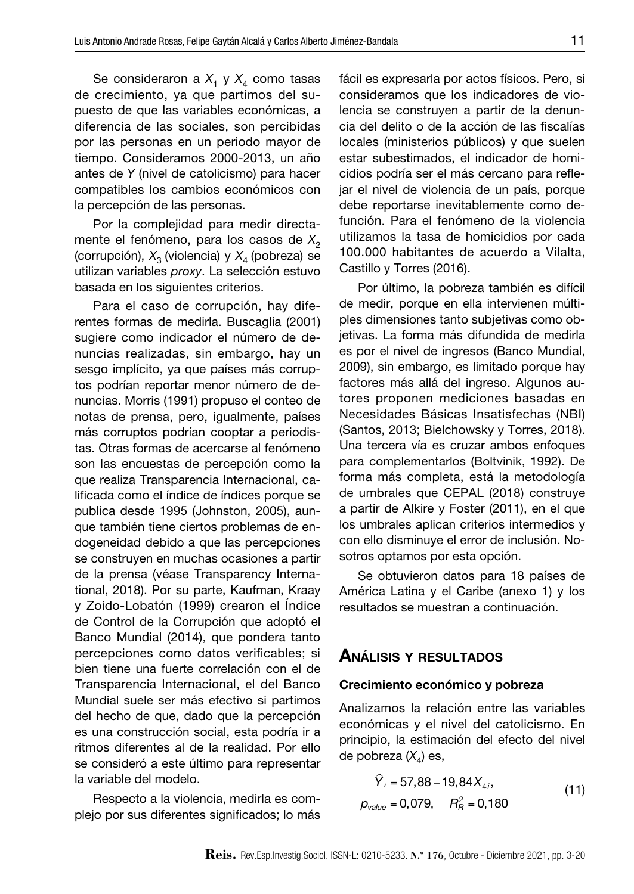Se consideraron a $X_1$ y $X_4$ como tasas de crecimiento, ya que partimos del supuesto de que las variables económicas, a diferencia de las sociales, son percibidas por las personas en un periodo mayor de tiempo. Consideramos 2000-2013, un año antes de $Y$ (nivel de catolicismo) para hacer compatibles los cambios económicos con la percepción de las personas.

Por la complejidad para medir directamente el fenómeno, para los casos de $X_2$ (corrupción), $X_3$ (violencia) y $X_4$ (pobreza) se utilizan variables *proxy*. La selección estuvo basada en los siguientes criterios.

Para el caso de corrupción, hay diferentes formas de medirla. Buscaglia (2001) sugiere como indicador el número de denuncias realizadas, sin embargo, hay un sesgo implícito, ya que países más corruptos podrían reportar menor número de denuncias. Morris (1991) propuso el conteo de notas de prensa, pero, igualmente, países más corruptos podrían cooptar a periodistas. Otras formas de acercarse al fenómeno son las encuestas de percepción como la que realiza Transparencia Internacional, calificada como el índice de índices porque se publica desde 1995 (Johnston, 2005), aunque también tiene ciertos problemas de endogeneidad debido a que las percepciones se construyen en muchas ocasiones a partir de la prensa (véase Transparency International, 2018). Por su parte, Kaufman, Kraay y Zoido-Lobatón (1999) crearon el Índice de Control de la Corrupción que adoptó el Banco Mundial (2014), que pondera tanto percepciones como datos verificables; si bien tiene una fuerte correlación con el de Transparencia Internacional, el del Banco Mundial suele ser más efectivo si partimos del hecho de que, dado que la percepción es una construcción social, esta podría ir a ritmos diferentes al de la realidad. Por ello se consideró a este último para representar la variable del modelo.

Respecto a la violencia, medirla es complejo por sus diferentes significados; lo más fácil es expresarla por actos físicos. Pero, si consideramos que los indicadores de violencia se construyen a partir de la denuncia del delito o de la acción de las fiscalías locales (ministerios públicos) y que suelen estar subestimados, el indicador de homicidios podría ser el más cercano para reflejar el nivel de violencia de un país, porque debe reportarse inevitablemente como defunción. Para el fenómeno de la violencia utilizamos la tasa de homicidios por cada 100.000 habitantes de acuerdo a Vilalta, Castillo y Torres (2016).

Por último, la pobreza también es difícil de medir, porque en ella intervienen múltiples dimensiones tanto subjetivas como objetivas. La forma más difundida de medirla es por el nivel de ingresos (Banco Mundial, 2009), sin embargo, es limitado porque hay factores más allá del ingreso. Algunos autores proponen mediciones basadas en Necesidades Básicas Insatisfechas (NBI) (Santos, 2013; Bielchowsky y Torres, 2018). Una tercera vía es cruzar ambos enfoques para complementarlos (Boltvinik, 1992). De forma más completa, está la metodología de umbrales que CEPAL (2018) construye a partir de Alkire y Foster (2011), en el que los umbrales aplican criterios intermedios y con ello disminuye el error de inclusión. Nosotros optamos por esta opción.

Se obtuvieron datos para 18 países de América Latina y el Caribe (anexo 1) y los resultados se muestran a continuación.

## Análisis y resultados

### Crecimiento económico y pobreza

Analizamos la relación entre las variables económicas y el nivel del catolicismo. En principio, la estimación del efecto del nivel de pobreza ($X_4$) es,

$$\hat{Y}_{\iota} = 57{,}88 - 19{,}84X_{4i}, \qquad p_{value} = 0{,}079, \quad R_R^2 = 0{,}180 \tag{11}$$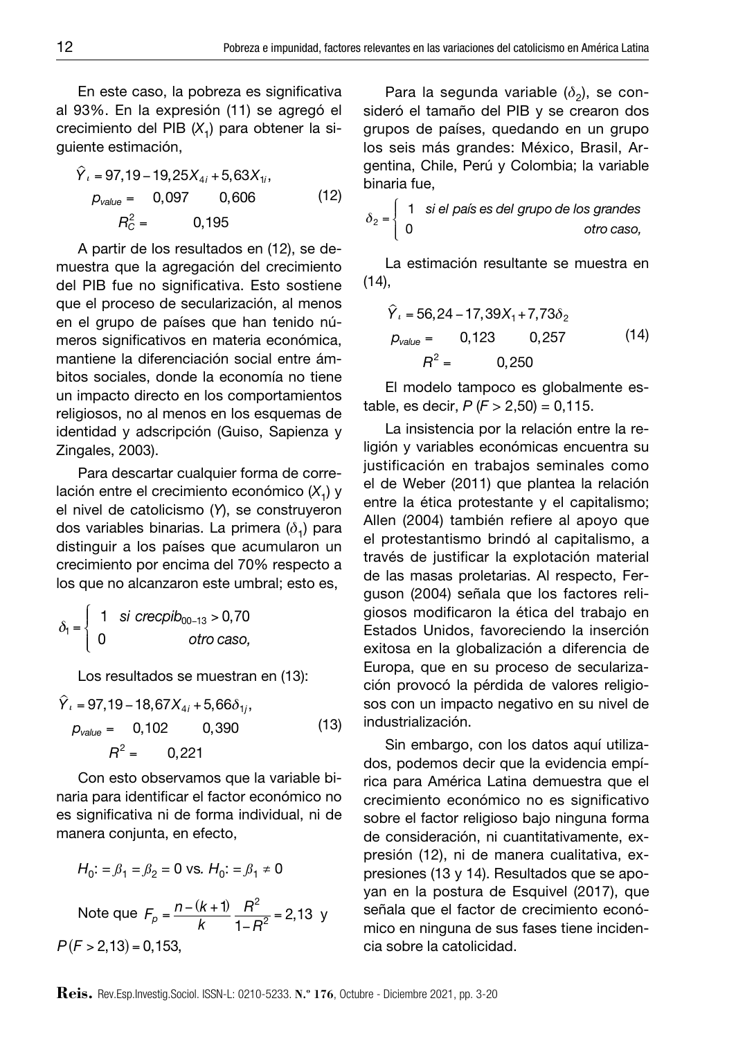En este caso, la pobreza es significativa al 93%. En la expresión (11) se agregó el crecimiento del PIB ($X_1$) para obtener la siguiente estimación,

$$
\begin{aligned}
\hat{Y}_i &= 97{,}19 - 19{,}25X_{4i} + 5{,}63X_{1i}, \\
p_{value} &= \quad 0{,}097 \qquad 0{,}606 \\
R_C^2 &= \qquad 0{,}195
\end{aligned}
\tag{12}
$$

A partir de los resultados en (12), se demuestra que la agregación del crecimiento del PIB fue no significativa. Esto sostiene que el proceso de secularización, al menos en el grupo de países que han tenido números significativos en materia económica, mantiene la diferenciación social entre ámbitos sociales, donde la economía no tiene un impacto directo en los comportamientos religiosos, no al menos en los esquemas de identidad y adscripción (Guiso, Sapienza y Zingales, 2003).

Para descartar cualquier forma de correlación entre el crecimiento económico ($X_1$) y el nivel de catolicismo ($Y$), se construyeron dos variables binarias. La primera ($\delta_1$) para distinguir a los países que acumularon un crecimiento por encima del 70% respecto a los que no alcanzaron este umbral; esto es,

$$
\delta_1 = \begin{cases} 1 & si\ crecpib_{00-13} > 0{,}70 \\ 0 & otro\ caso, \end{cases}
$$

Los resultados se muestran en (13):

$$
\begin{aligned}
\hat{Y}_i &= 97{,}19 - 18{,}67X_{4i} + 5{,}66\delta_{1j}, \\
p_{value} &= \quad 0{,}102 \qquad 0{,}390 \\
R^2 &= \qquad 0{,}221
\end{aligned}
\tag{13}
$$

Con esto observamos que la variable binaria para identificar el factor económico no es significativa ni de forma individual, ni de manera conjunta, en efecto,

$$
H_0: = \beta_1 = \beta_2 = 0 \text{ vs. } H_0: = \beta_1 \neq 0
$$

Note que $F_p = \dfrac{n-(k+1)}{k}\dfrac{R^2}{1-R^2} = 2{,}13$ y $P(F > 2{,}13) = 0{,}153$,

Para la segunda variable ($\delta_2$), se consideró el tamaño del PIB y se crearon dos grupos de países, quedando en un grupo los seis más grandes: México, Brasil, Argentina, Chile, Perú y Colombia; la variable binaria fue,

$$
\delta_2 = \begin{cases} 1 & si\ el\ país\ es\ del\ grupo\ de\ los\ grandes \\ 0 & otro\ caso, \end{cases}
$$

La estimación resultante se muestra en (14),

$$
\begin{aligned}
\hat{Y}_i &= 56{,}24 - 17{,}39X_1 + 7{,}73\delta_2 \\
p_{value} &= \quad 0{,}123 \qquad 0{,}257 \\
R^2 &= \qquad 0{,}250
\end{aligned}
\tag{14}
$$

El modelo tampoco es globalmente estable, es decir, $P(F > 2{,}50) = 0{,}115$.

La insistencia por la relación entre la religión y variables económicas encuentra su justificación en trabajos seminales como el de Weber (2011) que plantea la relación entre la ética protestante y el capitalismo; Allen (2004) también refiere al apoyo que el protestantismo brindó al capitalismo, a través de justificar la explotación material de las masas proletarias. Al respecto, Ferguson (2004) señala que los factores religiosos modificaron la ética del trabajo en Estados Unidos, favoreciendo la inserción exitosa en la globalización a diferencia de Europa, que en su proceso de secularización provocó la pérdida de valores religiosos con un impacto negativo en su nivel de industrialización.

Sin embargo, con los datos aquí utilizados, podemos decir que la evidencia empírica para América Latina demuestra que el crecimiento económico no es significativo sobre el factor religioso bajo ninguna forma de consideración, ni cuantitativamente, expresión (12), ni de manera cualitativa, expresiones (13 y 14). Resultados que se apoyan en la postura de Esquivel (2017), que señala que el factor de crecimiento económico en ninguna de sus fases tiene incidencia sobre la catolicidad.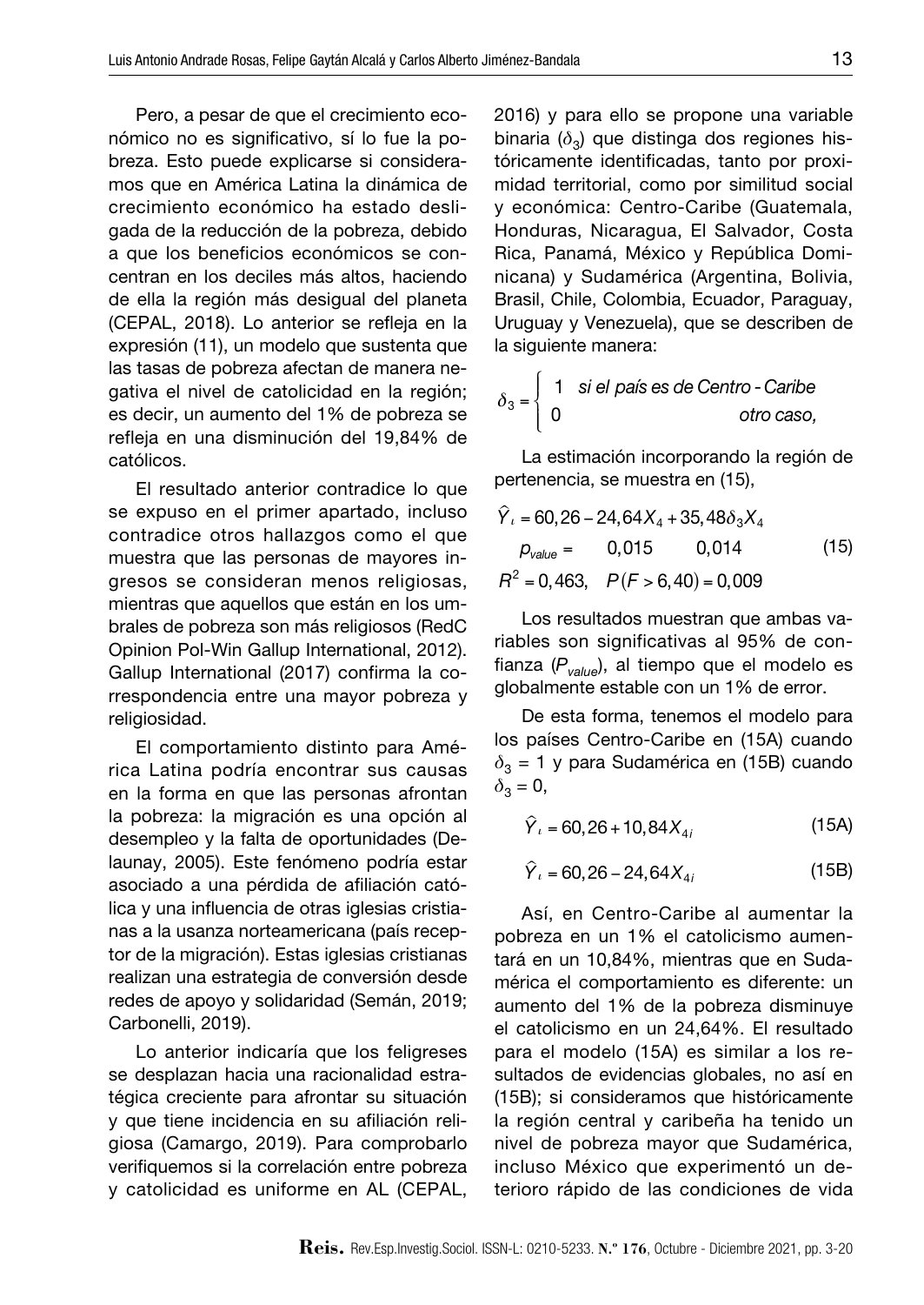Pero, a pesar de que el crecimiento económico no es significativo, sí lo fue la pobreza. Esto puede explicarse si consideramos que en América Latina la dinámica de crecimiento económico ha estado desligada de la reducción de la pobreza, debido a que los beneficios económicos se concentran en los deciles más altos, haciendo de ella la región más desigual del planeta (CEPAL, 2018). Lo anterior se refleja en la expresión (11), un modelo que sustenta que las tasas de pobreza afectan de manera negativa el nivel de catolicidad en la región; es decir, un aumento del 1% de pobreza se refleja en una disminución del 19,84% de católicos.

El resultado anterior contradice lo que se expuso en el primer apartado, incluso contradice otros hallazgos como el que muestra que las personas de mayores ingresos se consideran menos religiosas, mientras que aquellos que están en los umbrales de pobreza son más religiosos (RedC Opinion Pol-Win Gallup International, 2012). Gallup International (2017) confirma la correspondencia entre una mayor pobreza y religiosidad.

El comportamiento distinto para América Latina podría encontrar sus causas en la forma en que las personas afrontan la pobreza: la migración es una opción al desempleo y la falta de oportunidades (Delaunay, 2005). Este fenómeno podría estar asociado a una pérdida de afiliación católica y una influencia de otras iglesias cristianas a la usanza norteamericana (país receptor de la migración). Estas iglesias cristianas realizan una estrategia de conversión desde redes de apoyo y solidaridad (Semán, 2019; Carbonelli, 2019).

Lo anterior indicaría que los feligreses se desplazan hacia una racionalidad estratégica creciente para afrontar su situación y que tiene incidencia en su afiliación religiosa (Camargo, 2019). Para comprobarlo verifiquemos si la correlación entre pobreza y catolicidad es uniforme en AL (CEPAL, 2016) y para ello se propone una variable binaria ($\delta_3$) que distinga dos regiones históricamente identificadas, tanto por proximidad territorial, como por similitud social y económica: Centro-Caribe (Guatemala, Honduras, Nicaragua, El Salvador, Costa Rica, Panamá, México y República Dominicana) y Sudamérica (Argentina, Bolivia, Brasil, Chile, Colombia, Ecuador, Paraguay, Uruguay y Venezuela), que se describen de la siguiente manera:

$$\delta_3 = \begin{cases} 1 & \textit{si el país es de Centro-Caribe} \\ 0 & \textit{otro caso,} \end{cases}$$

La estimación incorporando la región de pertenencia, se muestra en (15),

$$\begin{aligned} &\hat{Y}_\iota = 60{,}26 - 24{,}64X_4 + 35{,}48\delta_3 X_4 \\ &p_{value} = \quad 0{,}015 \qquad 0{,}014 \\ &R^2 = 0{,}463, \quad P(F > 6{,}40) = 0{,}009 \end{aligned} \tag{15}$$

Los resultados muestran que ambas variables son significativas al 95% de confianza ($P_{value}$), al tiempo que el modelo es globalmente estable con un 1% de error.

De esta forma, tenemos el modelo para los países Centro-Caribe en (15A) cuando $\delta_3 = 1$ y para Sudamérica en (15B) cuando $\delta_3 = 0$,

$$\hat{Y}_\iota = 60{,}26 + 10{,}84X_{4i} \tag{15A}$$

$$\hat{Y}_\iota = 60{,}26 - 24{,}64X_{4i} \tag{15B}$$

Así, en Centro-Caribe al aumentar la pobreza en un 1% el catolicismo aumentará en un 10,84%, mientras que en Sudamérica el comportamiento es diferente: un aumento del 1% de la pobreza disminuye el catolicismo en un 24,64%. El resultado para el modelo (15A) es similar a los resultados de evidencias globales, no así en (15B); si consideramos que históricamente la región central y caribeña ha tenido un nivel de pobreza mayor que Sudamérica, incluso México que experimentó un deterioro rápido de las condiciones de vida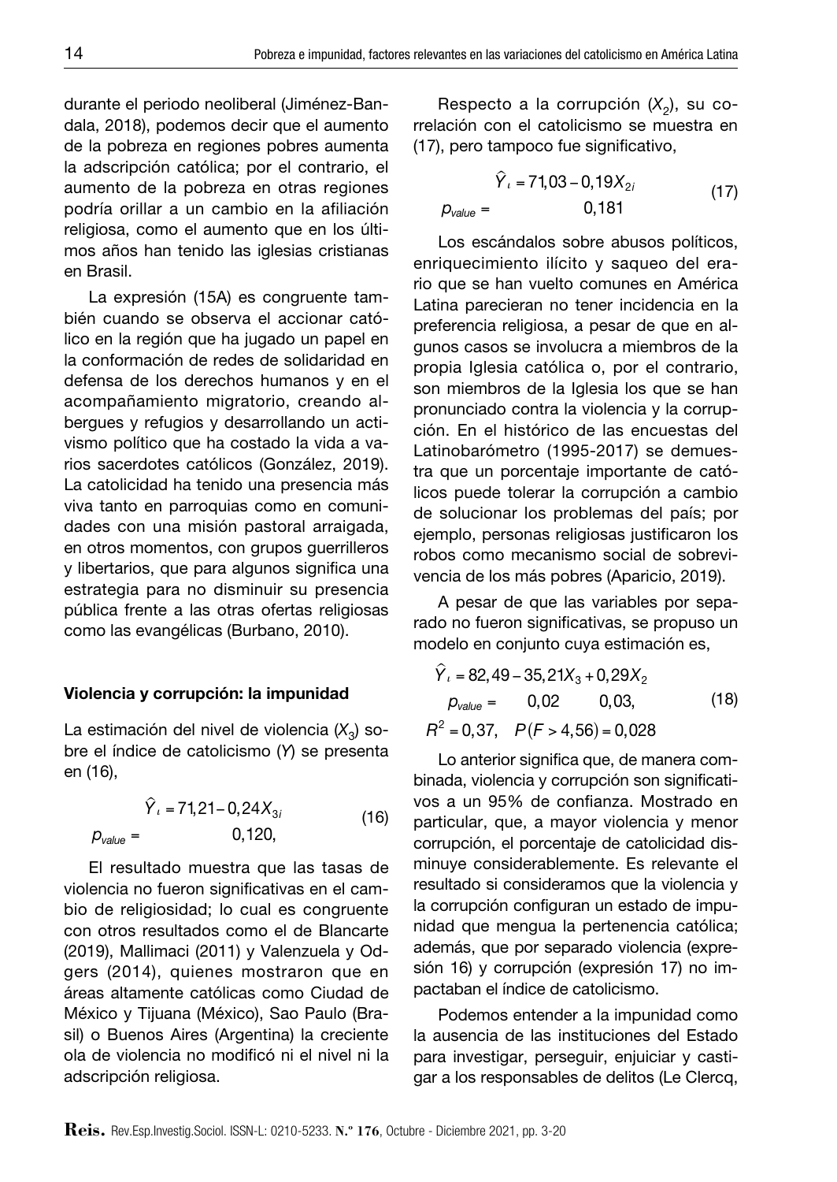durante el periodo neoliberal (Jiménez-Bandala, 2018), podemos decir que el aumento de la pobreza en regiones pobres aumenta la adscripción católica; por el contrario, el aumento de la pobreza en otras regiones podría orillar a un cambio en la afiliación religiosa, como el aumento que en los últimos años han tenido las iglesias cristianas en Brasil.

La expresión (15A) es congruente también cuando se observa el accionar católico en la región que ha jugado un papel en la conformación de redes de solidaridad en defensa de los derechos humanos y en el acompañamiento migratorio, creando albergues y refugios y desarrollando un activismo político que ha costado la vida a varios sacerdotes católicos (González, 2019). La catolicidad ha tenido una presencia más viva tanto en parroquias como en comunidades con una misión pastoral arraigada, en otros momentos, con grupos guerrilleros y libertarios, que para algunos significa una estrategia para no disminuir su presencia pública frente a las otras ofertas religiosas como las evangélicas (Burbano, 2010).

### Violencia y corrupción: la impunidad

La estimación del nivel de violencia ($X_3$) sobre el índice de catolicismo ($Y$) se presenta en (16),

$$\hat{Y}_i = 71{,}21 - 0{,}24X_{3i} \qquad (16)$$
$$p_{value} = \qquad 0{,}120,$$

El resultado muestra que las tasas de violencia no fueron significativas en el cambio de religiosidad; lo cual es congruente con otros resultados como el de Blancarte (2019), Mallimaci (2011) y Valenzuela y Odgers (2014), quienes mostraron que en áreas altamente católicas como Ciudad de México y Tijuana (México), Sao Paulo (Brasil) o Buenos Aires (Argentina) la creciente ola de violencia no modificó ni el nivel ni la adscripción religiosa.

Respecto a la corrupción ($X_2$), su correlación con el catolicismo se muestra en (17), pero tampoco fue significativo,

$$\hat{Y}_i = 71{,}03 - 0{,}19X_{2i} \qquad (17)$$
$$p_{value} = \qquad 0{,}181$$

Los escándalos sobre abusos políticos, enriquecimiento ilícito y saqueo del erario que se han vuelto comunes en América Latina parecieran no tener incidencia en la preferencia religiosa, a pesar de que en algunos casos se involucra a miembros de la propia Iglesia católica o, por el contrario, son miembros de la Iglesia los que se han pronunciado contra la violencia y la corrupción. En el histórico de las encuestas del Latinobarómetro (1995-2017) se demuestra que un porcentaje importante de católicos puede tolerar la corrupción a cambio de solucionar los problemas del país; por ejemplo, personas religiosas justificaron los robos como mecanismo social de sobrevivencia de los más pobres (Aparicio, 2019).

A pesar de que las variables por separado no fueron significativas, se propuso un modelo en conjunto cuya estimación es,

$$\hat{Y}_i = 82{,}49 - 35{,}21X_3 + 0{,}29X_2$$
$$p_{value} = \qquad 0{,}02 \qquad 0{,}03, \qquad (18)$$
$$R^2 = 0{,}37, \quad P(F > 4{,}56) = 0{,}028$$

Lo anterior significa que, de manera combinada, violencia y corrupción son significativos a un 95% de confianza. Mostrado en particular, que, a mayor violencia y menor corrupción, el porcentaje de catolicidad disminuye considerablemente. Es relevante el resultado si consideramos que la violencia y la corrupción configuran un estado de impunidad que mengua la pertenencia católica; además, que por separado violencia (expresión 16) y corrupción (expresión 17) no impactaban el índice de catolicismo.

Podemos entender a la impunidad como la ausencia de las instituciones del Estado para investigar, perseguir, enjuiciar y castigar a los responsables de delitos (Le Clercq,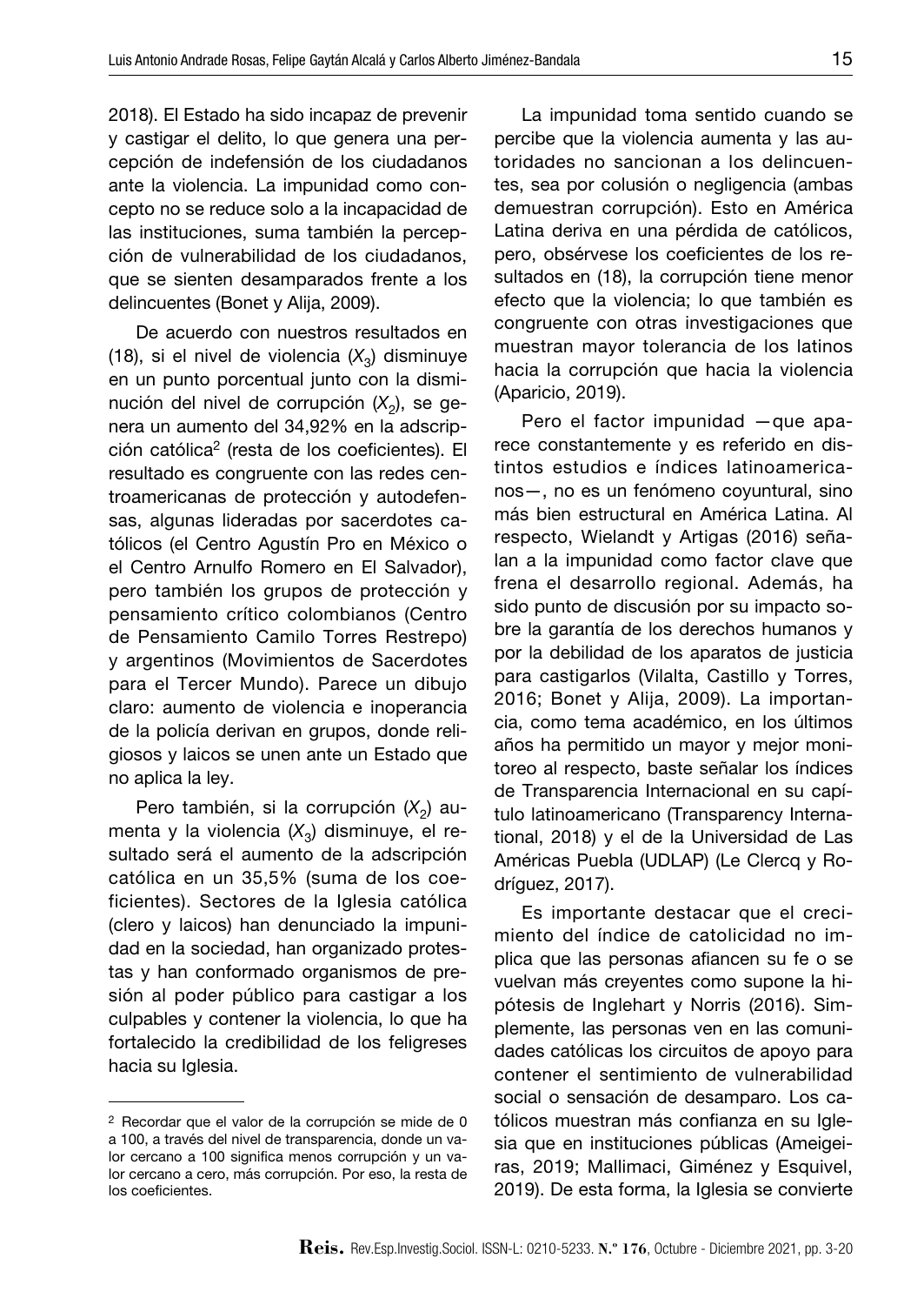2018). El Estado ha sido incapaz de prevenir y castigar el delito, lo que genera una percepción de indefensión de los ciudadanos ante la violencia. La impunidad como concepto no se reduce solo a la incapacidad de las instituciones, suma también la percepción de vulnerabilidad de los ciudadanos, que se sienten desamparados frente a los delincuentes (Bonet y Alija, 2009).

De acuerdo con nuestros resultados en (18), si el nivel de violencia ($X_3$) disminuye en un punto porcentual junto con la disminución del nivel de corrupción ($X_2$), se genera un aumento del 34,92% en la adscripción católica[2] (resta de los coeficientes). El resultado es congruente con las redes centroamericanas de protección y autodefensas, algunas lideradas por sacerdotes católicos (el Centro Agustín Pro en México o el Centro Arnulfo Romero en El Salvador), pero también los grupos de protección y pensamiento crítico colombianos (Centro de Pensamiento Camilo Torres Restrepo) y argentinos (Movimientos de Sacerdotes para el Tercer Mundo). Parece un dibujo claro: aumento de violencia e inoperancia de la policía derivan en grupos, donde religiosos y laicos se unen ante un Estado que no aplica la ley.

Pero también, si la corrupción ($X_2$) aumenta y la violencia ($X_3$) disminuye, el resultado será el aumento de la adscripción católica en un 35,5% (suma de los coeficientes). Sectores de la Iglesia católica (clero y laicos) han denunciado la impunidad en la sociedad, han organizado protestas y han conformado organismos de presión al poder público para castigar a los culpables y contener la violencia, lo que ha fortalecido la credibilidad de los feligreses hacia su Iglesia.

La impunidad toma sentido cuando se percibe que la violencia aumenta y las autoridades no sancionan a los delincuentes, sea por colusión o negligencia (ambas demuestran corrupción). Esto en América Latina deriva en una pérdida de católicos, pero, obsérvese los coeficientes de los resultados en (18), la corrupción tiene menor efecto que la violencia; lo que también es congruente con otras investigaciones que muestran mayor tolerancia de los latinos hacia la corrupción que hacia la violencia (Aparicio, 2019).

Pero el factor impunidad —que aparece constantemente y es referido en distintos estudios e índices latinoamericanos—, no es un fenómeno coyuntural, sino más bien estructural en América Latina. Al respecto, Wielandt y Artigas (2016) señalan a la impunidad como factor clave que frena el desarrollo regional. Además, ha sido punto de discusión por su impacto sobre la garantía de los derechos humanos y por la debilidad de los aparatos de justicia para castigarlos (Vilalta, Castillo y Torres, 2016; Bonet y Alija, 2009). La importancia, como tema académico, en los últimos años ha permitido un mayor y mejor monitoreo al respecto, baste señalar los índices de Transparencia Internacional en su capítulo latinoamericano (Transparency International, 2018) y el de la Universidad de Las Américas Puebla (UDLAP) (Le Clercq y Rodríguez, 2017).

Es importante destacar que el crecimiento del índice de catolicidad no implica que las personas afiancen su fe o se vuelvan más creyentes como supone la hipótesis de Inglehart y Norris (2016). Simplemente, las personas ven en las comunidades católicas los circuitos de apoyo para contener el sentimiento de vulnerabilidad social o sensación de desamparo. Los católicos muestran más confianza en su Iglesia que en instituciones públicas (Ameigeiras, 2019; Mallimaci, Giménez y Esquivel, 2019). De esta forma, la Iglesia se convierte

---

[2] Recordar que el valor de la corrupción se mide de 0 a 100, a través del nivel de transparencia, donde un valor cercano a 100 significa menos corrupción y un valor cercano a cero, más corrupción. Por eso, la resta de los coeficientes.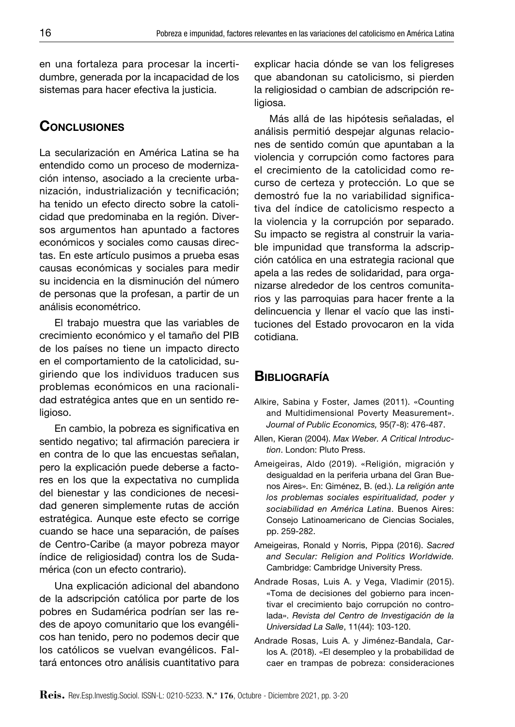en una fortaleza para procesar la incertidumbre, generada por la incapacidad de los sistemas para hacer efectiva la justicia.

## Conclusiones

La secularización en América Latina se ha entendido como un proceso de modernización intenso, asociado a la creciente urbanización, industrialización y tecnificación; ha tenido un efecto directo sobre la catolicidad que predominaba en la región. Diversos argumentos han apuntado a factores económicos y sociales como causas directas. En este artículo pusimos a prueba esas causas económicas y sociales para medir su incidencia en la disminución del número de personas que la profesan, a partir de un análisis econométrico.

El trabajo muestra que las variables de crecimiento económico y el tamaño del PIB de los países no tiene un impacto directo en el comportamiento de la catolicidad, sugiriendo que los individuos traducen sus problemas económicos en una racionalidad estratégica antes que en un sentido religioso.

En cambio, la pobreza es significativa en sentido negativo; tal afirmación pareciera ir en contra de lo que las encuestas señalan, pero la explicación puede deberse a factores en los que la expectativa no cumplida del bienestar y las condiciones de necesidad generen simplemente rutas de acción estratégica. Aunque este efecto se corrige cuando se hace una separación, de países de Centro-Caribe (a mayor pobreza mayor índice de religiosidad) contra los de Sudamérica (con un efecto contrario).

Una explicación adicional del abandono de la adscripción católica por parte de los pobres en Sudamérica podrían ser las redes de apoyo comunitario que los evangélicos han tenido, pero no podemos decir que los católicos se vuelvan evangélicos. Faltará entonces otro análisis cuantitativo para explicar hacia dónde se van los feligreses que abandonan su catolicismo, si pierden la religiosidad o cambian de adscripción religiosa.

Más allá de las hipótesis señaladas, el análisis permitió despejar algunas relaciones de sentido común que apuntaban a la violencia y corrupción como factores para el crecimiento de la catolicidad como recurso de certeza y protección. Lo que se demostró fue la no variabilidad significativa del índice de catolicismo respecto a la violencia y la corrupción por separado. Su impacto se registra al construir la variable impunidad que transforma la adscripción católica en una estrategia racional que apela a las redes de solidaridad, para organizarse alrededor de los centros comunitarios y las parroquias para hacer frente a la delincuencia y llenar el vacío que las instituciones del Estado provocaron en la vida cotidiana.

## Bibliografía

Alkire, Sabina y Foster, James (2011). «Counting and Multidimensional Poverty Measurement». *Journal of Public Economics,* 95(7-8): 476-487.

Allen, Kieran (2004). *Max Weber. A Critical Introduction*. London: Pluto Press.

Ameigeiras, Aldo (2019). «Religión, migración y desigualdad en la periferia urbana del Gran Buenos Aires». En: Giménez, B. (ed.). *La religión ante los problemas sociales espiritualidad, poder y sociabilidad en América Latina*. Buenos Aires: Consejo Latinoamericano de Ciencias Sociales, pp. 259-282.

Ameigeiras, Ronald y Norris, Pippa (2016). *Sacred and Secular: Religion and Politics Worldwide.* Cambridge: Cambridge University Press.

Andrade Rosas, Luis A. y Vega, Vladimir (2015). «Toma de decisiones del gobierno para incentivar el crecimiento bajo corrupción no controlada». *Revista del Centro de Investigación de la Universidad La Salle*, 11(44): 103-120.

Andrade Rosas, Luis A. y Jiménez-Bandala, Carlos A. (2018). «El desempleo y la probabilidad de caer en trampas de pobreza: consideraciones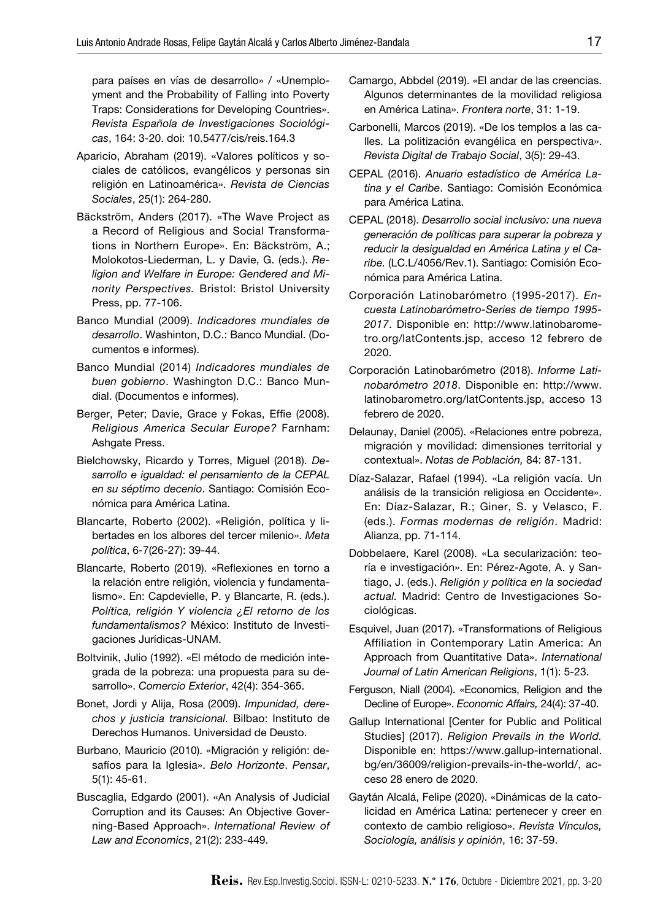para países en vías de desarrollo» / «Unemployment and the Probability of Falling into Poverty Traps: Considerations for Developing Countries». *Revista Española de Investigaciones Sociológicas*, 164: 3-20. doi: 10.5477/cis/reis.164.3

Aparicio, Abraham (2019). «Valores políticos y sociales de católicos, evangélicos y personas sin religión en Latinoamérica». *Revista de Ciencias Sociales*, 25(1): 264-280.

Bäckström, Anders (2017). «The Wave Project as a Record of Religious and Social Transformations in Northern Europe». En: Bäckström, A.; Molokotos-Liederman, L. y Davie, G. (eds.). *Religion and Welfare in Europe: Gendered and Minority Perspectives.* Bristol: Bristol University Press, pp. 77-106.

Banco Mundial (2009). *Indicadores mundiales de desarrollo*. Washinton, D.C.: Banco Mundial. (Documentos e informes).

Banco Mundial (2014) *Indicadores mundiales de buen gobierno*. Washington D.C.: Banco Mundial. (Documentos e informes).

Berger, Peter; Davie, Grace y Fokas, Effie (2008). *Religious America Secular Europe?* Farnham: Ashgate Press.

Bielchowsky, Ricardo y Torres, Miguel (2018). *Desarrollo e igualdad: el pensamiento de la CEPAL en su séptimo decenio*. Santiago: Comisión Económica para América Latina.

Blancarte, Roberto (2002). «Religión, política y libertades en los albores del tercer milenio». *Meta política*, 6-7(26-27): 39-44.

Blancarte, Roberto (2019). «Reflexiones en torno a la relación entre religión, violencia y fundamentalismo». En: Capdevielle, P. y Blancarte, R. (eds.). *Política, religión Y violencia ¿El retorno de los fundamentalismos?* México: Instituto de Investigaciones Jurídicas-UNAM.

Boltvinik, Julio (1992). «El método de medición integrada de la pobreza: una propuesta para su desarrollo». *Comercio Exterior*, 42(4): 354-365.

Bonet, Jordi y Alija, Rosa (2009). *Impunidad, derechos y justicia transicional.* Bilbao: Instituto de Derechos Humanos. Universidad de Deusto.

Burbano, Mauricio (2010). «Migración y religión: desafíos para la Iglesia». *Belo Horizonte*. *Pensar*, 5(1): 45-61.

Buscaglia, Edgardo (2001). «An Analysis of Judicial Corruption and its Causes: An Objective Governing-Based Approach». *International Review of Law and Economics*, 21(2): 233-449.

Camargo, Abbdel (2019). «El andar de las creencias. Algunos determinantes de la movilidad religiosa en América Latina». *Frontera norte*, 31: 1-19.

Carbonelli, Marcos (2019). «De los templos a las calles. La politización evangélica en perspectiva». *Revista Digital de Trabajo Social*, 3(5): 29-43.

CEPAL (2016). *Anuario estadístico de América Latina y el Caribe*. Santiago: Comisión Económica para América Latina.

CEPAL (2018). *Desarrollo social inclusivo: una nueva generación de políticas para superar la pobreza y reducir la desigualdad en América Latina y el Caribe.* (LC.L/4056/Rev.1). Santiago: Comisión Económica para América Latina.

Corporación Latinobarómetro (1995-2017). *Encuesta Latinobarómetro-Series de tiempo 1995-2017*. Disponible en: http://www.latinobarometro.org/latContents.jsp, acceso 12 febrero de 2020.

Corporación Latinobarómetro (2018). *Informe Latinobarómetro 2018*. Disponible en: http://www.latinobarometro.org/latContents.jsp, acceso 13 febrero de 2020.

Delaunay, Daniel (2005). «Relaciones entre pobreza, migración y movilidad: dimensiones territorial y contextual». *Notas de Población,* 84: 87-131.

Díaz-Salazar, Rafael (1994). «La religión vacía. Un análisis de la transición religiosa en Occidente». En: Díaz-Salazar, R.; Giner, S. y Velasco, F. (eds.). *Formas modernas de religión*. Madrid: Alianza, pp. 71-114.

Dobbelaere, Karel (2008). «La secularización: teoría e investigación». En: Pérez-Agote, A. y Santiago, J. (eds.). *Religión y política en la sociedad actual.* Madrid: Centro de Investigaciones Sociológicas.

Esquivel, Juan (2017). «Transformations of Religious Affiliation in Contemporary Latin America: An Approach from Quantitative Data». *International Journal of Latin American Religions*, 1(1): 5-23.

Ferguson, Niall (2004). «Economics, Religion and the Decline of Europe». *Economic Affairs,* 24(4): 37-40.

Gallup International [Center for Public and Political Studies] (2017). *Religion Prevails in the World.* Disponible en: https://www.gallup-international.bg/en/36009/religion-prevails-in-the-world/, acceso 28 enero de 2020.

Gaytán Alcalá, Felipe (2020). «Dinámicas de la catolicidad en América Latina: pertenecer y creer en contexto de cambio religioso». *Revista Vínculos, Sociología, análisis y opinión*, 16: 37-59.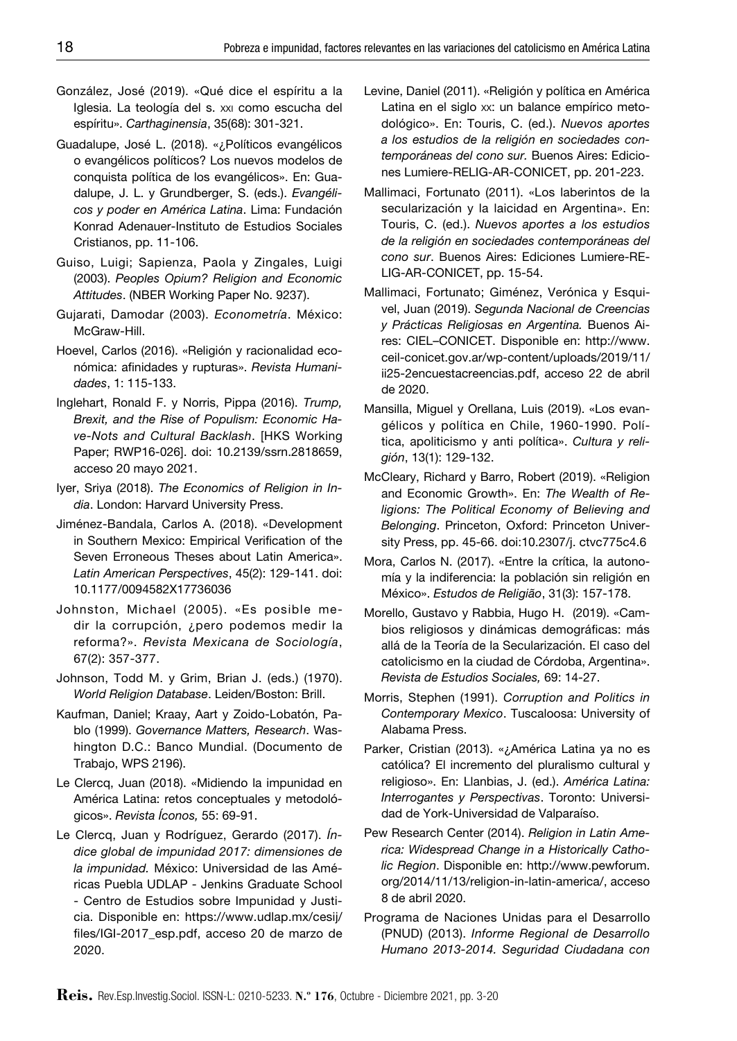González, José (2019). «Qué dice el espíritu a la Iglesia. La teología del s. XXI como escucha del espíritu». *Carthaginensia*, 35(68): 301-321.

Guadalupe, José L. (2018). «¿Políticos evangélicos o evangélicos políticos? Los nuevos modelos de conquista política de los evangélicos». En: Guadalupe, J. L. y Grundberger, S. (eds.). *Evangélicos y poder en América Latina*. Lima: Fundación Konrad Adenauer-Instituto de Estudios Sociales Cristianos, pp. 11-106.

Guiso, Luigi; Sapienza, Paola y Zingales, Luigi (2003). *Peoples Opium? Religion and Economic Attitudes*. (NBER Working Paper No. 9237).

Gujarati, Damodar (2003). *Econometría*. México: McGraw-Hill.

Hoevel, Carlos (2016). «Religión y racionalidad económica: afinidades y rupturas». *Revista Humanidades*, 1: 115-133.

Inglehart, Ronald F. y Norris, Pippa (2016). *Trump, Brexit, and the Rise of Populism: Economic Have-Nots and Cultural Backlash*. [HKS Working Paper; RWP16-026]. doi: 10.2139/ssrn.2818659, acceso 20 mayo 2021.

Iyer, Sriya (2018). *The Economics of Religion in India*. London: Harvard University Press.

Jiménez-Bandala, Carlos A. (2018). «Development in Southern Mexico: Empirical Verification of the Seven Erroneous Theses about Latin America». *Latin American Perspectives*, 45(2): 129-141. doi: 10.1177/0094582X17736036

Johnston, Michael (2005). «Es posible medir la corrupción, ¿pero podemos medir la reforma?». *Revista Mexicana de Sociología*, 67(2): 357-377.

Johnson, Todd M. y Grim, Brian J. (eds.) (1970). *World Religion Database*. Leiden/Boston: Brill.

Kaufman, Daniel; Kraay, Aart y Zoido-Lobatón, Pablo (1999). *Governance Matters, Research*. Washington D.C.: Banco Mundial. (Documento de Trabajo, WPS 2196).

Le Clercq, Juan (2018). «Midiendo la impunidad en América Latina: retos conceptuales y metodológicos». *Revista Íconos,* 55: 69-91.

Le Clercq, Juan y Rodríguez, Gerardo (2017). *Índice global de impunidad 2017: dimensiones de la impunidad.* México: Universidad de las Américas Puebla UDLAP - Jenkins Graduate School - Centro de Estudios sobre Impunidad y Justicia. Disponible en: https://www.udlap.mx/cesij/files/IGI-2017_esp.pdf, acceso 20 de marzo de 2020.

Levine, Daniel (2011). «Religión y política en América Latina en el siglo XX: un balance empírico metodológico». En: Touris, C. (ed.). *Nuevos aportes a los estudios de la religión en sociedades contemporáneas del cono sur.* Buenos Aires: Ediciones Lumiere-RELIG-AR-CONICET, pp. 201-223.

Mallimaci, Fortunato (2011). «Los laberintos de la secularización y la laicidad en Argentina». En: Touris, C. (ed.). *Nuevos aportes a los estudios de la religión en sociedades contemporáneas del cono sur*. Buenos Aires: Ediciones Lumiere-RELIG-AR-CONICET, pp. 15-54.

Mallimaci, Fortunato; Giménez, Verónica y Esquivel, Juan (2019). *Segunda Nacional de Creencias y Prácticas Religiosas en Argentina.* Buenos Aires: CIEL–CONICET. Disponible en: http://www.ceil-conicet.gov.ar/wp-content/uploads/2019/11/ii25-2encuestacreencias.pdf, acceso 22 de abril de 2020.

Mansilla, Miguel y Orellana, Luis (2019). «Los evangélicos y política en Chile, 1960-1990. Política, apoliticismo y anti política». *Cultura y religión*, 13(1): 129-132.

McCleary, Richard y Barro, Robert (2019). «Religion and Economic Growth». En: *The Wealth of Religions: The Political Economy of Believing and Belonging*. Princeton, Oxford: Princeton University Press, pp. 45-66. doi:10.2307/j. ctvc775c4.6

Mora, Carlos N. (2017). «Entre la crítica, la autonomía y la indiferencia: la población sin religión en México». *Estudos de Religião*, 31(3): 157-178.

Morello, Gustavo y Rabbia, Hugo H. (2019). «Cambios religiosos y dinámicas demográficas: más allá de la Teoría de la Secularización. El caso del catolicismo en la ciudad de Córdoba, Argentina». *Revista de Estudios Sociales,* 69: 14-27.

Morris, Stephen (1991). *Corruption and Politics in Contemporary Mexico*. Tuscaloosa: University of Alabama Press.

Parker, Cristian (2013). «¿América Latina ya no es católica? El incremento del pluralismo cultural y religioso». En: Llanbias, J. (ed.). *América Latina: Interrogantes y Perspectivas*. Toronto: Universidad de York-Universidad de Valparaíso.

Pew Research Center (2014). *Religion in Latin America: Widespread Change in a Historically Catholic Region*. Disponible en: http://www.pewforum.org/2014/11/13/religion-in-latin-america/, acceso 8 de abril de 2020.

Programa de Naciones Unidas para el Desarrollo (PNUD) (2013). *Informe Regional de Desarrollo Humano 2013-2014. Seguridad Ciudadana con*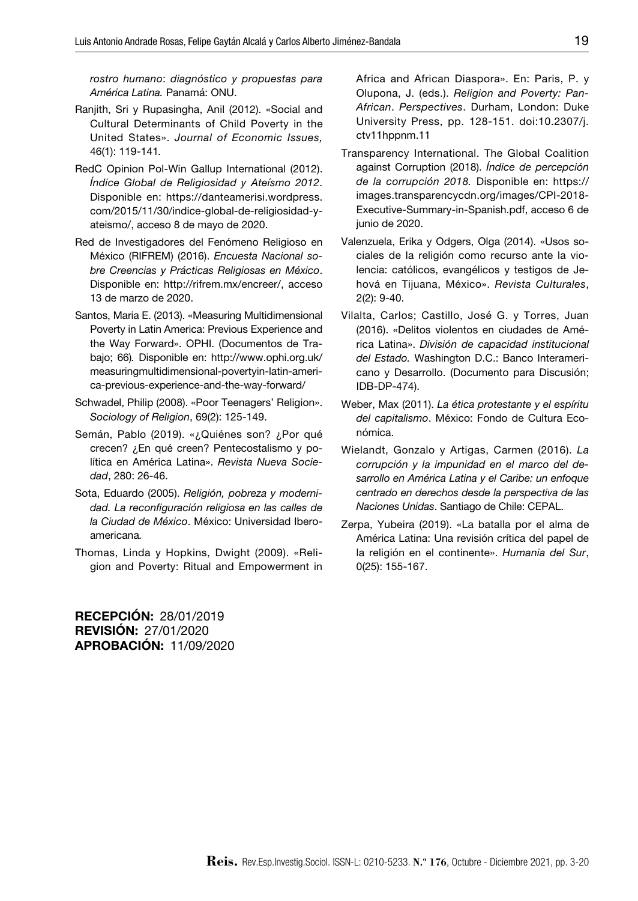*rostro humano*: *diagnóstico y propuestas para América Latina.* Panamá: ONU.

Ranjith, Sri y Rupasingha, Anil (2012). «Social and Cultural Determinants of Child Poverty in the United States». *Journal of Economic Issues,* 46(1): 119-141.

RedC Opinion Pol-Win Gallup International (2012). *Índice Global de Religiosidad y Ateísmo 2012*. Disponible en: https://danteamerisi.wordpress.com/2015/11/30/indice-global-de-religiosidad-y-ateismo/, acceso 8 de mayo de 2020.

Red de Investigadores del Fenómeno Religioso en México (RIFREM) (2016). *Encuesta Nacional sobre Creencias y Prácticas Religiosas en México*. Disponible en: http://rifrem.mx/encreer/, acceso 13 de marzo de 2020.

Santos, Maria E. (2013). «Measuring Multidimensional Poverty in Latin America: Previous Experience and the Way Forward». OPHI. (Documentos de Trabajo; 66). Disponible en: http://www.ophi.org.uk/measuringmultidimensional-povertyin-latin-america-previous-experience-and-the-way-forward/

Schwadel, Philip (2008). «Poor Teenagers' Religion». *Sociology of Religion*, 69(2): 125-149.

Semán, Pablo (2019). «¿Quiénes son? ¿Por qué crecen? ¿En qué creen? Pentecostalismo y política en América Latina». *Revista Nueva Sociedad*, 280: 26-46.

Sota, Eduardo (2005). *Religión, pobreza y modernidad. La reconfiguración religiosa en las calles de la Ciudad de México*. México: Universidad Iberoamericana.

Thomas, Linda y Hopkins, Dwight (2009). «Religion and Poverty: Ritual and Empowerment in Africa and African Diaspora». En: Paris, P. y Olupona, J. (eds.). *Religion and Poverty: Pan-African*. *Perspectives*. Durham, London: Duke University Press, pp. 128-151. doi:10.2307/j.ctv11hppnm.11

Transparency International. The Global Coalition against Corruption (2018). *Índice de percepción de la corrupción 2018.* Disponible en: https://images.transparencycdn.org/images/CPI-2018-Executive-Summary-in-Spanish.pdf, acceso 6 de junio de 2020.

Valenzuela, Erika y Odgers, Olga (2014). «Usos sociales de la religión como recurso ante la violencia: católicos, evangélicos y testigos de Jehová en Tijuana, México». *Revista Culturales*, 2(2): 9-40.

Vilalta, Carlos; Castillo, José G. y Torres, Juan (2016). «Delitos violentos en ciudades de América Latina». *División de capacidad institucional del Estado.* Washington D.C.: Banco Interamericano y Desarrollo. (Documento para Discusión; IDB-DP-474).

Weber, Max (2011). *La ética protestante y el espíritu del capitalismo*. México: Fondo de Cultura Económica.

Wielandt, Gonzalo y Artigas, Carmen (2016). *La corrupción y la impunidad en el marco del desarrollo en América Latina y el Caribe: un enfoque centrado en derechos desde la perspectiva de las Naciones Unidas*. Santiago de Chile: CEPAL.

Zerpa, Yubeira (2019). «La batalla por el alma de América Latina: Una revisión crítica del papel de la religión en el continente». *Humania del Sur*, 0(25): 155-167.

**RECEPCIÓN:** 28/01/2019
**REVISIÓN:** 27/01/2020
**APROBACIÓN:** 11/09/2020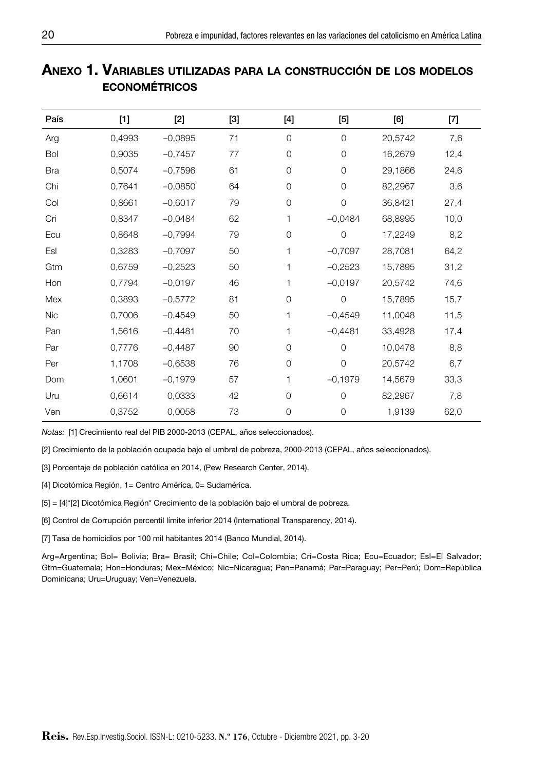## Anexo 1. Variables utilizadas para la construcción de los modelos econométricos

| País | [1] | [2] | [3] | [4] | [5] | [6] | [7] |
|---|---|---|---|---|---|---|---|
| Arg | 0,4993 | –0,0895 | 71 | 0 | 0 | 20,5742 | 7,6 |
| Bol | 0,9035 | –0,7457 | 77 | 0 | 0 | 16,2679 | 12,4 |
| Bra | 0,5074 | –0,7596 | 61 | 0 | 0 | 29,1866 | 24,6 |
| Chi | 0,7641 | –0,0850 | 64 | 0 | 0 | 82,2967 | 3,6 |
| Col | 0,8661 | –0,6017 | 79 | 0 | 0 | 36,8421 | 27,4 |
| Cri | 0,8347 | –0,0484 | 62 | 1 | –0,0484 | 68,8995 | 10,0 |
| Ecu | 0,8648 | –0,7994 | 79 | 0 | 0 | 17,2249 | 8,2 |
| Esl | 0,3283 | –0,7097 | 50 | 1 | –0,7097 | 28,7081 | 64,2 |
| Gtm | 0,6759 | –0,2523 | 50 | 1 | –0,2523 | 15,7895 | 31,2 |
| Hon | 0,7794 | –0,0197 | 46 | 1 | –0,0197 | 20,5742 | 74,6 |
| Mex | 0,3893 | –0,5772 | 81 | 0 | 0 | 15,7895 | 15,7 |
| Nic | 0,7006 | –0,4549 | 50 | 1 | –0,4549 | 11,0048 | 11,5 |
| Pan | 1,5616 | –0,4481 | 70 | 1 | –0,4481 | 33,4928 | 17,4 |
| Par | 0,7776 | –0,4487 | 90 | 0 | 0 | 10,0478 | 8,8 |
| Per | 1,1708 | –0,6538 | 76 | 0 | 0 | 20,5742 | 6,7 |
| Dom | 1,0601 | –0,1979 | 57 | 1 | –0,1979 | 14,5679 | 33,3 |
| Uru | 0,6614 | 0,0333 | 42 | 0 | 0 | 82,2967 | 7,8 |
| Ven | 0,3752 | 0,0058 | 73 | 0 | 0 | 1,9139 | 62,0 |

*Notas:* [1] Crecimiento real del PIB 2000-2013 (CEPAL, años seleccionados).

[2] Crecimiento de la población ocupada bajo el umbral de pobreza, 2000-2013 (CEPAL, años seleccionados).

[3] Porcentaje de población católica en 2014, (Pew Research Center, 2014).

[4] Dicotómica Región, 1= Centro América, 0= Sudamérica.

[5] = [4]*[2] Dicotómica Región* Crecimiento de la población bajo el umbral de pobreza.

[6] Control de Corrupción percentil límite inferior 2014 (International Transparency, 2014).

[7] Tasa de homicidios por 100 mil habitantes 2014 (Banco Mundial, 2014).

Arg=Argentina; Bol= Bolivia; Bra= Brasil; Chi=Chile; Col=Colombia; Cri=Costa Rica; Ecu=Ecuador; Esl=El Salvador; Gtm=Guatemala; Hon=Honduras; Mex=México; Nic=Nicaragua; Pan=Panamá; Par=Paraguay; Per=Perú; Dom=República Dominicana; Uru=Uruguay; Ven=Venezuela.